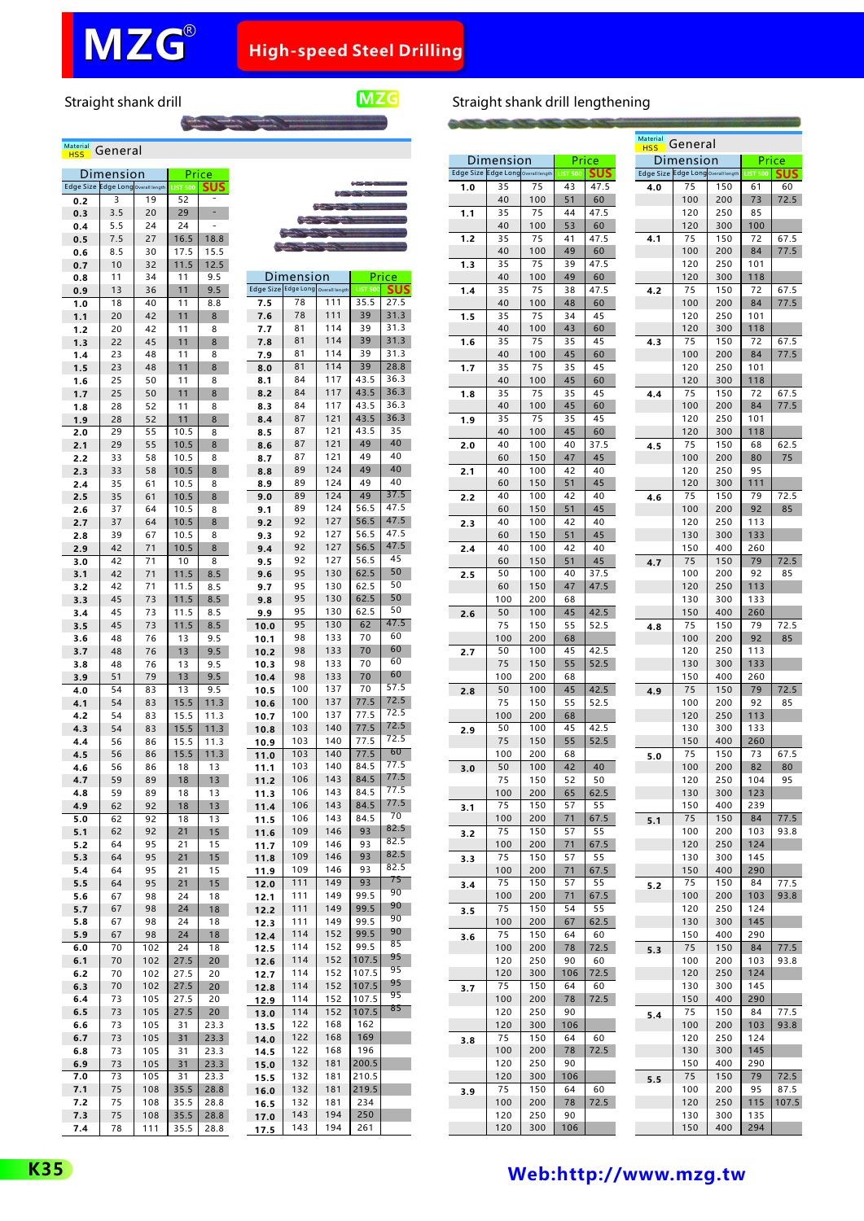# MZG® High-speed Steel Drilling

## Straight shank drill

Material HSS General

| Edge Size | Edge Long | Overall length | LIST 500 | SUS |
|---|---|---|---|---|
| 0.2 | 3 | 19 | 52 | - |
| 0.3 | 3.5 | 20 | 29 | - |
| 0.4 | 5.5 | 24 | 24 | - |
| 0.5 | 7.5 | 27 | 16.5 | 18.8 |
| 0.6 | 8.5 | 30 | 17.5 | 15.5 |
| 0.7 | 10 | 32 | 11.5 | 12.5 |
| 0.8 | 11 | 34 | 11 | 9.5 |
| 0.9 | 13 | 36 | 11 | 9.5 |
| 1.0 | 18 | 40 | 11 | 8.8 |
| 1.1 | 20 | 42 | 11 | 8 |
| 1.2 | 20 | 42 | 11 | 8 |
| 1.3 | 22 | 45 | 11 | 8 |
| 1.4 | 23 | 48 | 11 | 8 |
| 1.5 | 23 | 48 | 11 | 8 |
| 1.6 | 25 | 50 | 11 | 8 |
| 1.7 | 25 | 50 | 11 | 8 |
| 1.8 | 28 | 52 | 11 | 8 |
| 1.9 | 28 | 52 | 11 | 8 |
| 2.0 | 29 | 55 | 10.5 | 8 |
| 2.1 | 29 | 55 | 10.5 | 8 |
| 2.2 | 33 | 58 | 10.5 | 8 |
| 2.3 | 33 | 58 | 10.5 | 8 |
| 2.4 | 35 | 61 | 10.5 | 8 |
| 2.5 | 35 | 61 | 10.5 | 8 |
| 2.6 | 37 | 64 | 10.5 | 8 |
| 2.7 | 37 | 64 | 10.5 | 8 |
| 2.8 | 39 | 67 | 10.5 | 8 |
| 2.9 | 42 | 71 | 10.5 | 8 |
| 3.0 | 42 | 71 | 10 | 8 |
| 3.1 | 42 | 71 | 11.5 | 8.5 |
| 3.2 | 42 | 71 | 11.5 | 8.5 |
| 3.3 | 45 | 73 | 11.5 | 8.5 |
| 3.4 | 45 | 73 | 11.5 | 8.5 |
| 3.5 | 45 | 73 | 11.5 | 8.5 |
| 3.6 | 48 | 76 | 13 | 9.5 |
| 3.7 | 48 | 76 | 13 | 9.5 |
| 3.8 | 48 | 76 | 13 | 9.5 |
| 3.9 | 51 | 79 | 13 | 9.5 |
| 4.0 | 54 | 83 | 13 | 9.5 |
| 4.1 | 54 | 83 | 15.5 | 11.3 |
| 4.2 | 54 | 83 | 15.5 | 11.3 |
| 4.3 | 54 | 83 | 15.5 | 11.3 |
| 4.4 | 56 | 86 | 15.5 | 11.3 |
| 4.5 | 56 | 86 | 15.5 | 11.3 |
| 4.6 | 56 | 86 | 18 | 13 |
| 4.7 | 59 | 89 | 18 | 13 |
| 4.8 | 59 | 89 | 18 | 13 |
| 4.9 | 62 | 92 | 18 | 13 |
| 5.0 | 62 | 92 | 18 | 13 |
| 5.1 | 62 | 92 | 21 | 15 |
| 5.2 | 64 | 95 | 21 | 15 |
| 5.3 | 64 | 95 | 21 | 15 |
| 5.4 | 64 | 95 | 21 | 15 |
| 5.5 | 64 | 95 | 21 | 15 |
| 5.6 | 67 | 98 | 24 | 18 |
| 5.7 | 67 | 98 | 24 | 18 |
| 5.8 | 67 | 98 | 24 | 18 |
| 5.9 | 67 | 98 | 24 | 18 |
| 6.0 | 70 | 102 | 24 | 18 |
| 6.1 | 70 | 102 | 27.5 | 20 |
| 6.2 | 70 | 102 | 27.5 | 20 |
| 6.3 | 70 | 102 | 27.5 | 20 |
| 6.4 | 73 | 105 | 27.5 | 20 |
| 6.5 | 73 | 105 | 27.5 | 20 |
| 6.6 | 73 | 105 | 31 | 23.3 |
| 6.7 | 73 | 105 | 31 | 23.3 |
| 6.8 | 73 | 105 | 31 | 23.3 |
| 6.9 | 73 | 105 | 31 | 23.3 |
| 7.0 | 73 | 105 | 31 | 23.3 |
| 7.1 | 75 | 108 | 35.5 | 28.8 |
| 7.2 | 75 | 108 | 35.5 | 28.8 |
| 7.3 | 75 | 108 | 35.5 | 28.8 |
| 7.4 | 78 | 111 | 35.5 | 28.8 |
| 7.5 | 78 | 111 | 35.5 | 27.5 |
| 7.6 | 78 | 111 | 39 | 31.3 |
| 7.7 | 81 | 114 | 39 | 31.3 |
| 7.8 | 81 | 114 | 39 | 31.3 |
| 7.9 | 81 | 114 | 39 | 31.3 |
| 8.0 | 81 | 114 | 39 | 28.8 |
| 8.1 | 84 | 117 | 43.5 | 36.3 |
| 8.2 | 84 | 117 | 43.5 | 36.3 |
| 8.3 | 84 | 117 | 43.5 | 36.3 |
| 8.4 | 87 | 121 | 43.5 | 36.3 |
| 8.5 | 87 | 121 | 43.5 | 35 |
| 8.6 | 87 | 121 | 49 | 40 |
| 8.7 | 87 | 121 | 49 | 40 |
| 8.8 | 89 | 124 | 49 | 40 |
| 8.9 | 89 | 124 | 49 | 40 |
| 9.0 | 89 | 124 | 49 | 37.5 |
| 9.1 | 89 | 124 | 56.5 | 47.5 |
| 9.2 | 92 | 127 | 56.5 | 47.5 |
| 9.3 | 92 | 127 | 56.5 | 47.5 |
| 9.4 | 92 | 127 | 56.5 | 47.5 |
| 9.5 | 92 | 127 | 56.5 | 45 |
| 9.6 | 95 | 130 | 62.5 | 50 |
| 9.7 | 95 | 130 | 62.5 | 50 |
| 9.8 | 95 | 130 | 62.5 | 50 |
| 9.9 | 95 | 130 | 62.5 | 50 |
| 10.0 | 95 | 130 | 62 | 47.5 |
| 10.1 | 98 | 133 | 70 | 60 |
| 10.2 | 98 | 133 | 70 | 60 |
| 10.3 | 98 | 133 | 70 | 60 |
| 10.4 | 98 | 133 | 70 | 60 |
| 10.5 | 100 | 137 | 70 | 57.5 |
| 10.6 | 100 | 137 | 77.5 | 72.5 |
| 10.7 | 100 | 137 | 77.5 | 72.5 |
| 10.8 | 103 | 140 | 77.5 | 72.5 |
| 10.9 | 103 | 140 | 77.5 | 72.5 |
| 11.0 | 103 | 140 | 77.5 | 60 |
| 11.1 | 103 | 140 | 84.5 | 77.5 |
| 11.2 | 106 | 143 | 84.5 | 77.5 |
| 11.3 | 106 | 143 | 84.5 | 77.5 |
| 11.4 | 106 | 143 | 84.5 | 77.5 |
| 11.5 | 106 | 143 | 84.5 | 70 |
| 11.6 | 109 | 146 | 93 | 82.5 |
| 11.7 | 109 | 146 | 93 | 82.5 |
| 11.8 | 109 | 146 | 93 | 82.5 |
| 11.9 | 109 | 146 | 93 | 82.5 |
| 12.0 | 111 | 149 | 93 | 75 |
| 12.1 | 111 | 149 | 99.5 | 90 |
| 12.2 | 111 | 149 | 99.5 | 90 |
| 12.3 | 111 | 149 | 99.5 | 90 |
| 12.4 | 114 | 152 | 99.5 | 90 |
| 12.5 | 114 | 152 | 99.5 | 85 |
| 12.6 | 114 | 152 | 107.5 | 95 |
| 12.7 | 114 | 152 | 107.5 | 95 |
| 12.8 | 114 | 152 | 107.5 | 95 |
| 12.9 | 114 | 152 | 107.5 | 95 |
| 13.0 | 114 | 152 | 107.5 | 85 |
| 13.5 | 122 | 168 | 162 | |
| 14.0 | 122 | 168 | 169 | |
| 14.5 | 122 | 168 | 196 | |
| 15.0 | 132 | 181 | 200.5 | |
| 15.5 | 132 | 181 | 210.5 | |
| 16.0 | 132 | 181 | 219.5 | |
| 16.5 | 132 | 181 | 234 | |
| 17.0 | 143 | 194 | 250 | |
| 17.5 | 143 | 194 | 261 | |

## Straight shank drill lengthening

Material HSS General

| Edge Size | Edge Long | Overall length | LIST 500 | SUS |
|---|---|---|---|---|
| 1.0 | 35 | 75 | 43 | 47.5 |
| | 40 | 100 | 51 | 60 |
| 1.1 | 35 | 75 | 44 | 47.5 |
| | 40 | 100 | 53 | 60 |
| 1.2 | 35 | 75 | 41 | 47.5 |
| | 40 | 100 | 49 | 60 |
| 1.3 | 35 | 75 | 39 | 47.5 |
| | 40 | 100 | 49 | 60 |
| 1.4 | 35 | 75 | 38 | 47.5 |
| | 40 | 100 | 48 | 60 |
| 1.5 | 35 | 75 | 34 | 45 |
| | 40 | 100 | 43 | 60 |
| 1.6 | 35 | 75 | 35 | 45 |
| | 40 | 100 | 45 | 60 |
| 1.7 | 35 | 75 | 35 | 45 |
| | 40 | 100 | 45 | 60 |
| 1.8 | 35 | 75 | 35 | 45 |
| | 40 | 100 | 45 | 60 |
| 1.9 | 35 | 75 | 35 | 45 |
| | 40 | 100 | 45 | 60 |
| 2.0 | 40 | 100 | 40 | 37.5 |
| | 60 | 150 | 47 | 45 |
| 2.1 | 40 | 100 | 42 | 40 |
| | 60 | 150 | 51 | 45 |
| 2.2 | 40 | 100 | 42 | 40 |
| | 60 | 150 | 51 | 45 |
| 2.3 | 40 | 100 | 42 | 40 |
| | 60 | 150 | 51 | 45 |
| 2.4 | 40 | 100 | 42 | 40 |
| | 60 | 150 | 51 | 45 |
| 2.5 | 50 | 100 | 40 | 37.5 |
| | 60 | 150 | 47 | 47.5 |
| | 100 | 200 | 68 | |
| 2.6 | 50 | 100 | 45 | 42.5 |
| | 75 | 150 | 55 | 52.5 |
| | 100 | 200 | 68 | |
| 2.7 | 50 | 100 | 45 | 42.5 |
| | 75 | 150 | 55 | 52.5 |
| | 100 | 200 | 68 | |
| 2.8 | 50 | 100 | 45 | 42.5 |
| | 75 | 150 | 55 | 52.5 |
| | 100 | 200 | 68 | |
| 2.9 | 50 | 100 | 45 | 42.5 |
| | 75 | 150 | 55 | 52.5 |
| | 100 | 200 | 68 | |
| 3.0 | 50 | 100 | 42 | 40 |
| | 75 | 150 | 52 | 50 |
| | 100 | 200 | 65 | 62.5 |
| 3.1 | 75 | 150 | 57 | 55 |
| | 100 | 200 | 71 | 67.5 |
| 3.2 | 75 | 150 | 57 | 55 |
| | 100 | 200 | 71 | 67.5 |
| 3.3 | 75 | 150 | 57 | 55 |
| | 100 | 200 | 71 | 67.5 |
| 3.4 | 75 | 150 | 57 | 55 |
| | 100 | 200 | 71 | 67.5 |
| 3.5 | 75 | 150 | 54 | 55 |
| | 100 | 200 | 67 | 62.5 |
| 3.6 | 75 | 150 | 64 | 60 |
| | 100 | 200 | 78 | 72.5 |
| | 120 | 250 | 90 | 60 |
| | 120 | 300 | 106 | 72.5 |
| 3.7 | 75 | 150 | 64 | 60 |
| | 100 | 200 | 78 | 72.5 |
| | 120 | 250 | 90 | |
| | 120 | 300 | 106 | |
| 3.8 | 75 | 150 | 64 | 60 |
| | 100 | 200 | 78 | 72.5 |
| | 120 | 250 | 90 | |
| | 120 | 300 | 106 | |
| 3.9 | 75 | 150 | 64 | 60 |
| | 100 | 200 | 78 | 72.5 |
| | 120 | 250 | 90 | |
| | 120 | 300 | 106 | |
| 4.0 | 75 | 150 | 61 | 60 |
| | 100 | 200 | 73 | 72.5 |
| | 120 | 250 | 85 | |
| | 120 | 300 | 100 | |
| 4.1 | 75 | 150 | 72 | 67.5 |
| | 100 | 200 | 84 | 77.5 |
| | 120 | 250 | 101 | |
| | 120 | 300 | 118 | |
| 4.2 | 75 | 150 | 72 | 67.5 |
| | 100 | 200 | 84 | 77.5 |
| | 120 | 250 | 101 | |
| | 120 | 300 | 118 | |
| 4.3 | 75 | 150 | 72 | 67.5 |
| | 100 | 200 | 84 | 77.5 |
| | 120 | 250 | 101 | |
| | 120 | 300 | 118 | |
| 4.4 | 75 | 150 | 72 | 67.5 |
| | 100 | 200 | 84 | 77.5 |
| | 120 | 250 | 101 | |
| | 120 | 300 | 118 | |
| 4.5 | 75 | 150 | 68 | 62.5 |
| | 100 | 200 | 80 | 75 |
| | 120 | 250 | 95 | |
| | 120 | 300 | 111 | |
| 4.6 | 75 | 150 | 79 | 72.5 |
| | 100 | 200 | 92 | 85 |
| | 120 | 250 | 113 | |
| | 130 | 300 | 133 | |
| | 150 | 400 | 260 | |
| 4.7 | 75 | 150 | 79 | 72.5 |
| | 100 | 200 | 92 | 85 |
| | 120 | 250 | 113 | |
| | 130 | 300 | 133 | |
| | 150 | 400 | 260 | |
| 4.8 | 75 | 150 | 79 | 72.5 |
| | 100 | 200 | 92 | 85 |
| | 120 | 250 | 113 | |
| | 130 | 300 | 133 | |
| | 150 | 400 | 260 | |
| 4.9 | 75 | 150 | 79 | 72.5 |
| | 100 | 200 | 92 | 85 |
| | 120 | 250 | 113 | |
| | 130 | 300 | 133 | |
| | 150 | 400 | 260 | |
| 5.0 | 75 | 150 | 73 | 67.5 |
| | 100 | 200 | 82 | 80 |
| | 120 | 250 | 104 | 95 |
| | 130 | 300 | 123 | |
| | 150 | 400 | 239 | |
| 5.1 | 75 | 150 | 84 | 77.5 |
| | 100 | 200 | 103 | 93.8 |
| | 120 | 250 | 124 | |
| | 130 | 300 | 145 | |
| | 150 | 400 | 290 | |
| 5.2 | 75 | 150 | 84 | 77.5 |
| | 100 | 200 | 103 | 93.8 |
| | 120 | 250 | 124 | |
| | 130 | 300 | 145 | |
| | 150 | 400 | 290 | |
| 5.3 | 75 | 150 | 84 | 77.5 |
| | 100 | 200 | 103 | 93.8 |
| | 120 | 250 | 124 | |
| | 130 | 300 | 145 | |
| | 150 | 400 | 290 | |
| 5.4 | 75 | 150 | 84 | 77.5 |
| | 100 | 200 | 103 | 93.8 |
| | 120 | 250 | 124 | |
| | 130 | 300 | 145 | |
| | 150 | 400 | 290 | |
| 5.5 | 75 | 150 | 79 | 72.5 |
| | 100 | 200 | 95 | 87.5 |
| | 120 | 250 | 115 | 107.5 |
| | 130 | 300 | 135 | |
| | 150 | 400 | 294 | |

Web:http://www.mzg.tw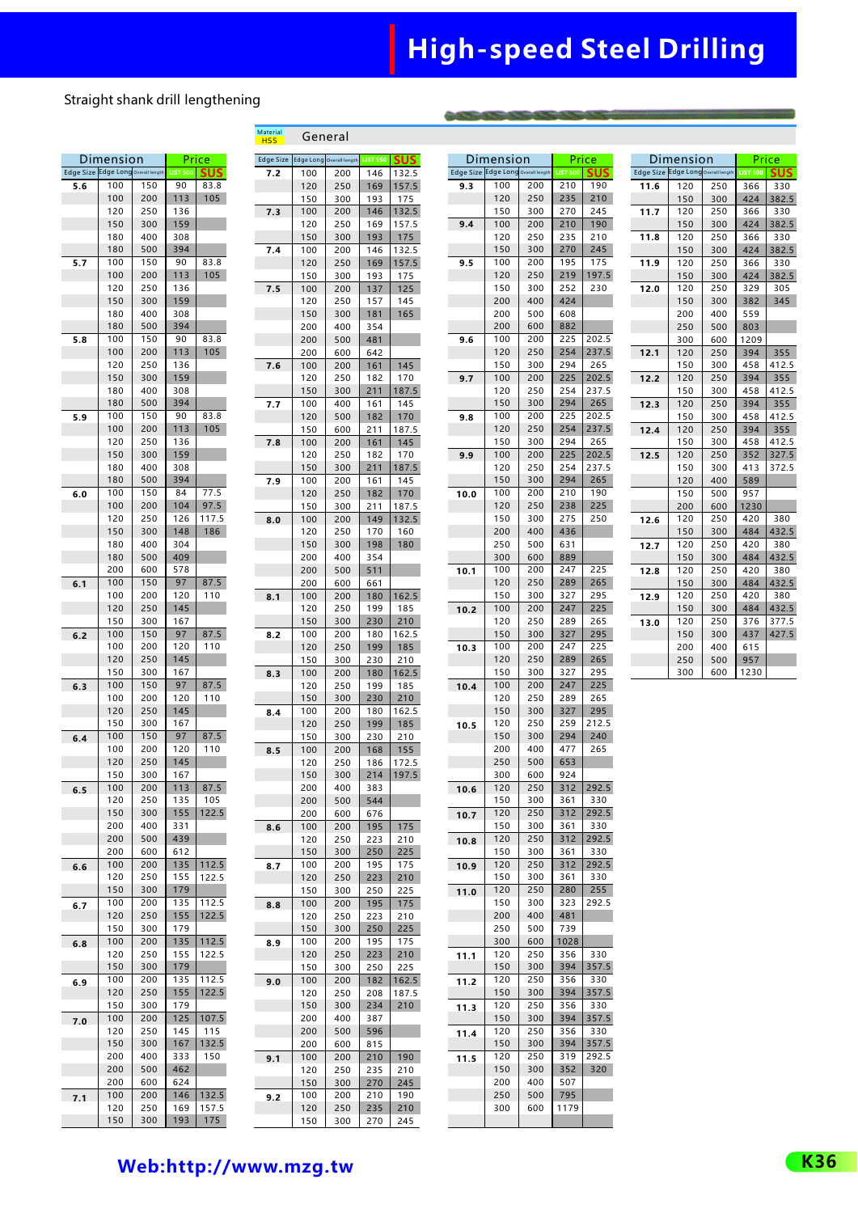# High-speed Steel Drilling

Straight shank drill lengthening

Material HSS — General

| Edge Size | Edge Long | Overall length | LIST 500 | SUS |
|---|---|---|---|---|
| 5.6 | 100 | 150 | 90 | 83.8 |
| | 100 | 200 | 113 | 105 |
| | 120 | 250 | 136 | |
| | 150 | 300 | 159 | |
| | 180 | 400 | 308 | |
| | 180 | 500 | 394 | |
| 5.7 | 100 | 150 | 90 | 83.8 |
| | 100 | 200 | 113 | 105 |
| | 120 | 250 | 136 | |
| | 150 | 300 | 159 | |
| | 180 | 400 | 308 | |
| | 180 | 500 | 394 | |
| 5.8 | 100 | 150 | 90 | 83.8 |
| | 100 | 200 | 113 | 105 |
| | 120 | 250 | 136 | |
| | 150 | 300 | 159 | |
| | 180 | 400 | 308 | |
| | 180 | 500 | 394 | |
| 5.9 | 100 | 150 | 90 | 83.8 |
| | 100 | 200 | 113 | 105 |
| | 120 | 250 | 136 | |
| | 150 | 300 | 159 | |
| | 180 | 400 | 308 | |
| | 180 | 500 | 394 | |
| 6.0 | 100 | 150 | 84 | 77.5 |
| | 100 | 200 | 104 | 97.5 |
| | 120 | 250 | 126 | 117.5 |
| | 150 | 300 | 148 | 186 |
| | 180 | 400 | 304 | |
| | 180 | 500 | 409 | |
| | 200 | 600 | 578 | |
| 6.1 | 100 | 150 | 97 | 87.5 |
| | 100 | 200 | 120 | 110 |
| | 120 | 250 | 145 | |
| | 150 | 300 | 167 | |
| 6.2 | 100 | 150 | 97 | 87.5 |
| | 100 | 200 | 120 | 110 |
| | 120 | 250 | 145 | |
| | 150 | 300 | 167 | |
| 6.3 | 100 | 150 | 97 | 87.5 |
| | 100 | 200 | 120 | 110 |
| | 120 | 250 | 145 | |
| | 150 | 300 | 167 | |
| 6.4 | 100 | 150 | 97 | 87.5 |
| | 100 | 200 | 120 | 110 |
| | 120 | 250 | 145 | |
| | 150 | 300 | 167 | |
| 6.5 | 100 | 200 | 113 | 87.5 |
| | 120 | 250 | 135 | 105 |
| | 150 | 300 | 155 | 122.5 |
| | 200 | 400 | 331 | |
| | 200 | 500 | 439 | |
| | 200 | 600 | 612 | |
| 6.6 | 100 | 200 | 135 | 112.5 |
| | 120 | 250 | 155 | 122.5 |
| | 150 | 300 | 179 | |
| 6.7 | 100 | 200 | 135 | 112.5 |
| | 120 | 250 | 155 | 122.5 |
| | 150 | 300 | 179 | |
| 6.8 | 100 | 200 | 135 | 112.5 |
| | 120 | 250 | 155 | 122.5 |
| | 150 | 300 | 179 | |
| 6.9 | 100 | 200 | 135 | 112.5 |
| | 120 | 250 | 155 | 122.5 |
| | 150 | 300 | 179 | |
| 7.0 | 100 | 200 | 125 | 107.5 |
| | 120 | 250 | 145 | 115 |
| | 150 | 300 | 167 | 132.5 |
| | 200 | 400 | 333 | 150 |
| | 200 | 500 | 462 | |
| | 200 | 600 | 624 | |
| 7.1 | 100 | 200 | 146 | 132.5 |
| | 120 | 250 | 169 | 157.5 |
| | 150 | 300 | 193 | 175 |
| 7.2 | 100 | 200 | 146 | 132.5 |
| | 120 | 250 | 169 | 157.5 |
| | 150 | 300 | 193 | 175 |
| 7.3 | 100 | 200 | 146 | 132.5 |
| | 120 | 250 | 169 | 157.5 |
| | 150 | 300 | 193 | 175 |
| 7.4 | 100 | 200 | 146 | 132.5 |
| | 120 | 250 | 169 | 157.5 |
| | 150 | 300 | 193 | 175 |
| 7.5 | 100 | 200 | 137 | 125 |
| | 120 | 250 | 157 | 145 |
| | 150 | 300 | 181 | 165 |
| | 200 | 400 | 354 | |
| | 200 | 500 | 481 | |
| | 200 | 600 | 642 | |
| 7.6 | 100 | 200 | 161 | 145 |
| | 120 | 250 | 182 | 170 |
| | 150 | 300 | 211 | 187.5 |
| 7.7 | 100 | 400 | 161 | 145 |
| | 120 | 500 | 182 | 170 |
| | 150 | 600 | 211 | 187.5 |
| 7.8 | 100 | 200 | 161 | 145 |
| | 120 | 250 | 182 | 170 |
| | 150 | 300 | 211 | 187.5 |
| 7.9 | 100 | 200 | 161 | 145 |
| | 120 | 250 | 182 | 170 |
| | 150 | 300 | 211 | 187.5 |
| 8.0 | 100 | 200 | 149 | 132.5 |
| | 120 | 250 | 170 | 160 |
| | 150 | 300 | 198 | 180 |
| | 200 | 400 | 354 | |
| | 200 | 500 | 511 | |
| | 200 | 600 | 661 | |
| 8.1 | 100 | 200 | 180 | 162.5 |
| | 120 | 250 | 199 | 185 |
| | 150 | 300 | 230 | 210 |
| 8.2 | 100 | 200 | 180 | 162.5 |
| | 120 | 250 | 199 | 185 |
| | 150 | 300 | 230 | 210 |
| 8.3 | 100 | 200 | 180 | 162.5 |
| | 120 | 250 | 199 | 185 |
| | 150 | 300 | 230 | 210 |
| 8.4 | 100 | 200 | 180 | 162.5 |
| | 120 | 250 | 199 | 185 |
| | 150 | 300 | 230 | 210 |
| 8.5 | 100 | 200 | 168 | 155 |
| | 120 | 250 | 186 | 172.5 |
| | 150 | 300 | 214 | 197.5 |
| | 200 | 400 | 383 | |
| | 200 | 500 | 544 | |
| | 200 | 600 | 676 | |
| 8.6 | 100 | 200 | 195 | 175 |
| | 120 | 250 | 223 | 210 |
| | 150 | 300 | 250 | 225 |
| 8.7 | 100 | 200 | 195 | 175 |
| | 120 | 250 | 223 | 210 |
| | 150 | 300 | 250 | 225 |
| 8.8 | 100 | 200 | 195 | 175 |
| | 120 | 250 | 223 | 210 |
| | 150 | 300 | 250 | 225 |
| 8.9 | 100 | 200 | 195 | 175 |
| | 120 | 250 | 223 | 210 |
| | 150 | 300 | 250 | 225 |
| 9.0 | 100 | 200 | 182 | 162.5 |
| | 120 | 250 | 208 | 187.5 |
| | 150 | 300 | 234 | 210 |
| | 200 | 400 | 387 | |
| | 200 | 500 | 596 | |
| | 200 | 600 | 815 | |
| 9.1 | 100 | 200 | 210 | 190 |
| | 120 | 250 | 235 | 210 |
| | 150 | 300 | 270 | 245 |
| 9.2 | 100 | 200 | 210 | 190 |
| | 120 | 250 | 235 | 210 |
| | 150 | 300 | 270 | 245 |
| 9.3 | 100 | 200 | 210 | 190 |
| | 120 | 250 | 235 | 210 |
| | 150 | 300 | 270 | 245 |
| 9.4 | 100 | 200 | 210 | 190 |
| | 120 | 250 | 235 | 210 |
| | 150 | 300 | 270 | 245 |
| 9.5 | 100 | 200 | 195 | 175 |
| | 120 | 250 | 219 | 197.5 |
| | 150 | 300 | 252 | 230 |
| | 200 | 400 | 424 | |
| | 200 | 500 | 608 | |
| | 200 | 600 | 882 | |
| 9.6 | 100 | 200 | 225 | 202.5 |
| | 120 | 250 | 254 | 237.5 |
| | 150 | 300 | 294 | 265 |
| 9.7 | 100 | 200 | 225 | 202.5 |
| | 120 | 250 | 254 | 237.5 |
| | 150 | 300 | 294 | 265 |
| 9.8 | 100 | 200 | 225 | 202.5 |
| | 120 | 250 | 254 | 237.5 |
| | 150 | 300 | 294 | 265 |
| 9.9 | 100 | 200 | 225 | 202.5 |
| | 120 | 250 | 254 | 237.5 |
| | 150 | 300 | 294 | 265 |
| 10.0 | 100 | 200 | 210 | 190 |
| | 120 | 250 | 238 | 225 |
| | 150 | 300 | 275 | 250 |
| | 200 | 400 | 436 | |
| | 250 | 500 | 631 | |
| | 300 | 600 | 889 | |
| 10.1 | 100 | 200 | 247 | 225 |
| | 120 | 250 | 289 | 265 |
| | 150 | 300 | 327 | 295 |
| 10.2 | 100 | 200 | 247 | 225 |
| | 120 | 250 | 289 | 265 |
| | 150 | 300 | 327 | 295 |
| 10.3 | 100 | 200 | 247 | 225 |
| | 120 | 250 | 289 | 265 |
| | 150 | 300 | 327 | 295 |
| 10.4 | 100 | 200 | 247 | 225 |
| | 120 | 250 | 289 | 265 |
| | 150 | 300 | 327 | 295 |
| 10.5 | 120 | 250 | 259 | 212.5 |
| | 150 | 300 | 294 | 240 |
| | 200 | 400 | 477 | 265 |
| | 250 | 500 | 653 | |
| | 300 | 600 | 924 | |
| 10.6 | 120 | 250 | 312 | 292.5 |
| | 150 | 300 | 361 | 330 |
| 10.7 | 120 | 250 | 312 | 292.5 |
| | 150 | 300 | 361 | 330 |
| 10.8 | 120 | 250 | 312 | 292.5 |
| | 150 | 300 | 361 | 330 |
| 10.9 | 120 | 250 | 312 | 292.5 |
| | 150 | 300 | 361 | 330 |
| 11.0 | 120 | 250 | 280 | 255 |
| | 150 | 300 | 323 | 292.5 |
| | 200 | 400 | 481 | |
| | 250 | 500 | 739 | |
| | 300 | 600 | 1028 | |
| 11.1 | 120 | 250 | 356 | 330 |
| | 150 | 300 | 394 | 357.5 |
| 11.2 | 120 | 250 | 356 | 330 |
| | 150 | 300 | 394 | 357.5 |
| 11.3 | 120 | 250 | 356 | 330 |
| | 150 | 300 | 394 | 357.5 |
| 11.4 | 120 | 250 | 356 | 330 |
| | 150 | 300 | 394 | 357.5 |
| 11.5 | 120 | 250 | 319 | 292.5 |
| | 150 | 300 | 352 | 320 |
| | 200 | 400 | 507 | |
| | 250 | 500 | 795 | |
| | 300 | 600 | 1179 | |
| 11.6 | 120 | 250 | 366 | 330 |
| | 150 | 300 | 424 | 382.5 |
| 11.7 | 120 | 250 | 366 | 330 |
| | 150 | 300 | 424 | 382.5 |
| 11.8 | 120 | 250 | 366 | 330 |
| | 150 | 300 | 424 | 382.5 |
| 11.9 | 120 | 250 | 366 | 330 |
| | 150 | 300 | 424 | 382.5 |
| 12.0 | 120 | 250 | 329 | 305 |
| | 150 | 300 | 382 | 345 |
| | 200 | 400 | 559 | |
| | 250 | 500 | 803 | |
| | 300 | 600 | 1209 | |
| 12.1 | 120 | 250 | 394 | 355 |
| | 150 | 300 | 458 | 412.5 |
| 12.2 | 120 | 250 | 394 | 355 |
| | 150 | 300 | 458 | 412.5 |
| 12.3 | 120 | 250 | 394 | 355 |
| | 150 | 300 | 458 | 412.5 |
| 12.4 | 120 | 250 | 394 | 355 |
| | 150 | 300 | 458 | 412.5 |
| 12.5 | 120 | 250 | 352 | 327.5 |
| | 150 | 300 | 413 | 372.5 |
| | 120 | 400 | 589 | |
| | 150 | 500 | 957 | |
| | 200 | 600 | 1230 | |
| 12.6 | 120 | 250 | 420 | 380 |
| | 150 | 300 | 484 | 432.5 |
| 12.7 | 120 | 250 | 420 | 380 |
| | 150 | 300 | 484 | 432.5 |
| 12.8 | 120 | 250 | 420 | 380 |
| | 150 | 300 | 484 | 432.5 |
| 12.9 | 120 | 250 | 420 | 380 |
| | 150 | 300 | 484 | 432.5 |
| 13.0 | 120 | 250 | 376 | 377.5 |
| | 150 | 300 | 437 | 427.5 |
| | 200 | 400 | 615 | |
| | 250 | 500 | 957 | |
| | 300 | 600 | 1230 | |

Web:http://www.mzg.tw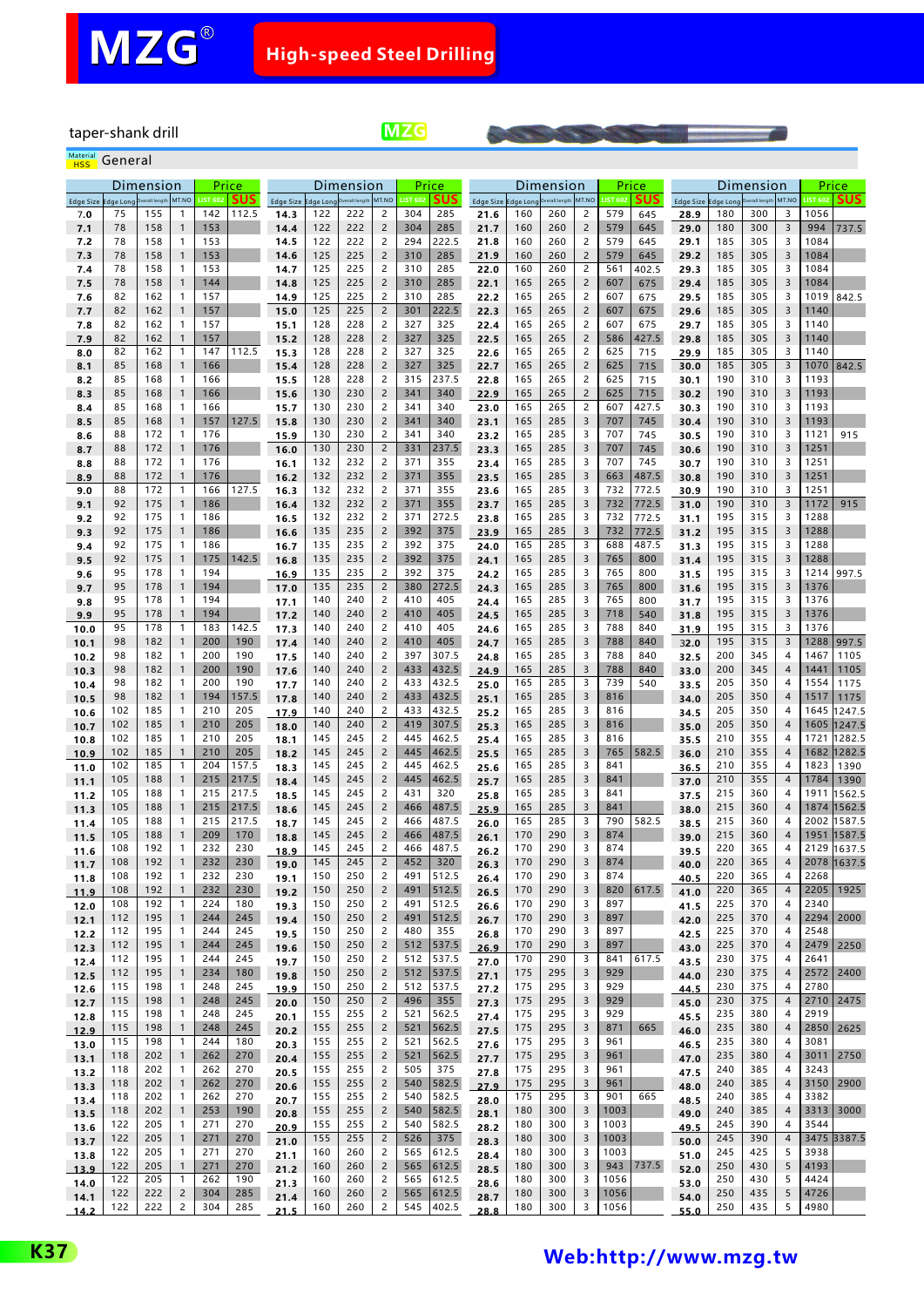# MZG® High-speed Steel Drilling

taper-shank drill

Material HSS General

| Edge Size | Edge Long | Overall length | MT.NO | LIST 602 | SUS |
|---|---|---|---|---|---|
| 7.0 | 75 | 155 | 1 | 142 | 112.5 |
| 7.1 | 78 | 158 | 1 | 153 | |
| 7.2 | 78 | 158 | 1 | 153 | |
| 7.3 | 78 | 158 | 1 | 153 | |
| 7.4 | 78 | 158 | 1 | 153 | |
| 7.5 | 78 | 158 | 1 | 144 | |
| 7.6 | 82 | 162 | 1 | 157 | |
| 7.7 | 82 | 162 | 1 | 157 | |
| 7.8 | 82 | 162 | 1 | 157 | |
| 7.9 | 82 | 162 | 1 | 157 | |
| 8.0 | 82 | 162 | 1 | 147 | 112.5 |
| 8.1 | 85 | 168 | 1 | 166 | |
| 8.2 | 85 | 168 | 1 | 166 | |
| 8.3 | 85 | 168 | 1 | 166 | |
| 8.4 | 85 | 168 | 1 | 166 | |
| 8.5 | 85 | 168 | 1 | 157 | 127.5 |
| 8.6 | 88 | 172 | 1 | 176 | |
| 8.7 | 88 | 172 | 1 | 176 | |
| 8.8 | 88 | 172 | 1 | 176 | |
| 8.9 | 88 | 172 | 1 | 176 | |
| 9.0 | 88 | 172 | 1 | 166 | 127.5 |
| 9.1 | 92 | 175 | 1 | 186 | |
| 9.2 | 92 | 175 | 1 | 186 | |
| 9.3 | 92 | 175 | 1 | 186 | |
| 9.4 | 92 | 175 | 1 | 186 | |
| 9.5 | 92 | 175 | 1 | 175 | 142.5 |
| 9.6 | 95 | 178 | 1 | 194 | |
| 9.7 | 95 | 178 | 1 | 194 | |
| 9.8 | 95 | 178 | 1 | 194 | |
| 9.9 | 95 | 178 | 1 | 194 | |
| 10.0 | 95 | 178 | 1 | 183 | 142.5 |
| 10.1 | 98 | 182 | 1 | 200 | 190 |
| 10.2 | 98 | 182 | 1 | 200 | 190 |
| 10.3 | 98 | 182 | 1 | 200 | 190 |
| 10.4 | 98 | 182 | 1 | 200 | 190 |
| 10.5 | 98 | 182 | 1 | 194 | 157.5 |
| 10.6 | 102 | 185 | 1 | 210 | 205 |
| 10.7 | 102 | 185 | 1 | 210 | 205 |
| 10.8 | 102 | 185 | 1 | 210 | 205 |
| 10.9 | 102 | 185 | 1 | 210 | 205 |
| 11.0 | 102 | 185 | 1 | 204 | 157.5 |
| 11.1 | 105 | 188 | 1 | 215 | 217.5 |
| 11.2 | 105 | 188 | 1 | 215 | 217.5 |
| 11.3 | 105 | 188 | 1 | 215 | 217.5 |
| 11.4 | 105 | 188 | 1 | 215 | 217.5 |
| 11.5 | 105 | 188 | 1 | 209 | 170 |
| 11.6 | 108 | 192 | 1 | 232 | 230 |
| 11.7 | 108 | 192 | 1 | 232 | 230 |
| 11.8 | 108 | 192 | 1 | 232 | 230 |
| 11.9 | 108 | 192 | 1 | 232 | 230 |
| 12.0 | 108 | 192 | 1 | 224 | 180 |
| 12.1 | 112 | 195 | 1 | 244 | 245 |
| 12.2 | 112 | 195 | 1 | 244 | 245 |
| 12.3 | 112 | 195 | 1 | 244 | 245 |
| 12.4 | 112 | 195 | 1 | 244 | 245 |
| 12.5 | 112 | 195 | 1 | 234 | 180 |
| 12.6 | 115 | 198 | 1 | 248 | 245 |
| 12.7 | 115 | 198 | 1 | 248 | 245 |
| 12.8 | 115 | 198 | 1 | 248 | 245 |
| 12.9 | 115 | 198 | 1 | 248 | 245 |
| 13.0 | 115 | 198 | 1 | 244 | 180 |
| 13.1 | 118 | 202 | 1 | 262 | 270 |
| 13.2 | 118 | 202 | 1 | 262 | 270 |
| 13.3 | 118 | 202 | 1 | 262 | 270 |
| 13.4 | 118 | 202 | 1 | 262 | 270 |
| 13.5 | 118 | 202 | 1 | 253 | 190 |
| 13.6 | 122 | 205 | 1 | 271 | 270 |
| 13.7 | 122 | 205 | 1 | 271 | 270 |
| 13.8 | 122 | 205 | 1 | 271 | 270 |
| 13.9 | 122 | 205 | 1 | 271 | 270 |
| 14.0 | 122 | 205 | 1 | 262 | 190 |
| 14.1 | 122 | 222 | 2 | 304 | 285 |
| 14.2 | 122 | 222 | 2 | 304 | 285 |
| 14.3 | 122 | 222 | 2 | 304 | 285 |
| 14.4 | 122 | 222 | 2 | 304 | 285 |
| 14.5 | 122 | 222 | 2 | 294 | 222.5 |
| 14.6 | 125 | 225 | 2 | 310 | 285 |
| 14.7 | 125 | 225 | 2 | 310 | 285 |
| 14.8 | 125 | 225 | 2 | 310 | 285 |
| 14.9 | 125 | 225 | 2 | 310 | 285 |
| 15.0 | 125 | 225 | 2 | 301 | 222.5 |
| 15.1 | 128 | 228 | 2 | 327 | 325 |
| 15.2 | 128 | 228 | 2 | 327 | 325 |
| 15.3 | 128 | 228 | 2 | 327 | 325 |
| 15.4 | 128 | 228 | 2 | 327 | 325 |
| 15.5 | 128 | 228 | 2 | 315 | 237.5 |
| 15.6 | 130 | 230 | 2 | 341 | 340 |
| 15.7 | 130 | 230 | 2 | 341 | 340 |
| 15.8 | 130 | 230 | 2 | 341 | 340 |
| 15.9 | 130 | 230 | 2 | 341 | 340 |
| 16.0 | 130 | 230 | 2 | 331 | 237.5 |
| 16.1 | 132 | 232 | 2 | 371 | 355 |
| 16.2 | 132 | 232 | 2 | 371 | 355 |
| 16.3 | 132 | 232 | 2 | 371 | 355 |
| 16.4 | 132 | 232 | 2 | 371 | 355 |
| 16.5 | 132 | 232 | 2 | 371 | 272.5 |
| 16.6 | 135 | 235 | 2 | 392 | 375 |
| 16.7 | 135 | 235 | 2 | 392 | 375 |
| 16.8 | 135 | 235 | 2 | 392 | 375 |
| 16.9 | 135 | 235 | 2 | 392 | 375 |
| 17.0 | 135 | 235 | 2 | 380 | 272.5 |
| 17.1 | 140 | 240 | 2 | 410 | 405 |
| 17.2 | 140 | 240 | 2 | 410 | 405 |
| 17.3 | 140 | 240 | 2 | 410 | 405 |
| 17.4 | 140 | 240 | 2 | 410 | 405 |
| 17.5 | 140 | 240 | 2 | 397 | 307.5 |
| 17.6 | 140 | 240 | 2 | 433 | 432.5 |
| 17.7 | 140 | 240 | 2 | 433 | 432.5 |
| 17.8 | 140 | 240 | 2 | 433 | 432.5 |
| 17.9 | 140 | 240 | 2 | 433 | 432.5 |
| 18.0 | 140 | 240 | 2 | 419 | 307.5 |
| 18.1 | 145 | 245 | 2 | 445 | 462.5 |
| 18.2 | 145 | 245 | 2 | 445 | 462.5 |
| 18.3 | 145 | 245 | 2 | 445 | 462.5 |
| 18.4 | 145 | 245 | 2 | 445 | 462.5 |
| 18.5 | 145 | 245 | 2 | 431 | 320 |
| 18.6 | 145 | 245 | 2 | 466 | 487.5 |
| 18.7 | 145 | 245 | 2 | 466 | 487.5 |
| 18.8 | 145 | 245 | 2 | 466 | 487.5 |
| 18.9 | 145 | 245 | 2 | 466 | 487.5 |
| 19.0 | 145 | 245 | 2 | 452 | 320 |
| 19.1 | 150 | 250 | 2 | 491 | 512.5 |
| 19.2 | 150 | 250 | 2 | 491 | 512.5 |
| 19.3 | 150 | 250 | 2 | 491 | 512.5 |
| 19.4 | 150 | 250 | 2 | 491 | 512.5 |
| 19.5 | 150 | 250 | 2 | 480 | 355 |
| 19.6 | 150 | 250 | 2 | 512 | 537.5 |
| 19.7 | 150 | 250 | 2 | 512 | 537.5 |
| 19.8 | 150 | 250 | 2 | 512 | 537.5 |
| 19.9 | 150 | 250 | 2 | 512 | 537.5 |
| 20.0 | 150 | 250 | 2 | 496 | 355 |
| 20.1 | 155 | 255 | 2 | 521 | 562.5 |
| 20.2 | 155 | 255 | 2 | 521 | 562.5 |
| 20.3 | 155 | 255 | 2 | 521 | 562.5 |
| 20.4 | 155 | 255 | 2 | 521 | 562.5 |
| 20.5 | 155 | 255 | 2 | 505 | 375 |
| 20.6 | 155 | 255 | 2 | 540 | 582.5 |
| 20.7 | 155 | 255 | 2 | 540 | 582.5 |
| 20.8 | 155 | 255 | 2 | 540 | 582.5 |
| 20.9 | 155 | 255 | 2 | 540 | 582.5 |
| 21.0 | 155 | 255 | 2 | 526 | 375 |
| 21.1 | 160 | 260 | 2 | 565 | 612.5 |
| 21.2 | 160 | 260 | 2 | 565 | 612.5 |
| 21.3 | 160 | 260 | 2 | 565 | 612.5 |
| 21.4 | 160 | 260 | 2 | 565 | 612.5 |
| 21.5 | 160 | 260 | 2 | 545 | 402.5 |
| 21.6 | 160 | 260 | 2 | 579 | 645 |
| 21.7 | 160 | 260 | 2 | 579 | 645 |
| 21.8 | 160 | 260 | 2 | 579 | 645 |
| 21.9 | 160 | 260 | 2 | 579 | 645 |
| 22.0 | 160 | 260 | 2 | 561 | 402.5 |
| 22.1 | 165 | 265 | 2 | 607 | 675 |
| 22.2 | 165 | 265 | 2 | 607 | 675 |
| 22.3 | 165 | 265 | 2 | 607 | 675 |
| 22.4 | 165 | 265 | 2 | 607 | 675 |
| 22.5 | 165 | 265 | 2 | 586 | 427.5 |
| 22.6 | 165 | 265 | 2 | 625 | 715 |
| 22.7 | 165 | 265 | 2 | 625 | 715 |
| 22.8 | 165 | 265 | 2 | 625 | 715 |
| 22.9 | 165 | 265 | 2 | 625 | 715 |
| 23.0 | 165 | 265 | 2 | 607 | 427.5 |
| 23.1 | 165 | 285 | 3 | 707 | 745 |
| 23.2 | 165 | 285 | 3 | 707 | 745 |
| 23.3 | 165 | 285 | 3 | 707 | 745 |
| 23.4 | 165 | 285 | 3 | 707 | 745 |
| 23.5 | 165 | 285 | 3 | 663 | 487.5 |
| 23.6 | 165 | 285 | 3 | 732 | 772.5 |
| 23.7 | 165 | 285 | 3 | 732 | 772.5 |
| 23.8 | 165 | 285 | 3 | 732 | 772.5 |
| 23.9 | 165 | 285 | 3 | 732 | 772.5 |
| 24.0 | 165 | 285 | 3 | 688 | 487.5 |
| 24.1 | 165 | 285 | 3 | 765 | 800 |
| 24.2 | 165 | 285 | 3 | 765 | 800 |
| 24.3 | 165 | 285 | 3 | 765 | 800 |
| 24.4 | 165 | 285 | 3 | 765 | 800 |
| 24.5 | 165 | 285 | 3 | 718 | 540 |
| 24.6 | 165 | 285 | 3 | 788 | 840 |
| 24.7 | 165 | 285 | 3 | 788 | 840 |
| 24.8 | 165 | 285 | 3 | 788 | 840 |
| 24.9 | 165 | 285 | 3 | 788 | 840 |
| 25.0 | 165 | 285 | 3 | 739 | 540 |
| 25.1 | 165 | 285 | 3 | 816 | |
| 25.2 | 165 | 285 | 3 | 816 | |
| 25.3 | 165 | 285 | 3 | 816 | |
| 25.4 | 165 | 285 | 3 | 816 | |
| 25.5 | 165 | 285 | 3 | 765 | 582.5 |
| 25.6 | 165 | 285 | 3 | 841 | |
| 25.7 | 165 | 285 | 3 | 841 | |
| 25.8 | 165 | 285 | 3 | 841 | |
| 25.9 | 165 | 285 | 3 | 841 | |
| 26.0 | 165 | 285 | 3 | 790 | 582.5 |
| 26.1 | 170 | 290 | 3 | 874 | |
| 26.2 | 170 | 290 | 3 | 874 | |
| 26.3 | 170 | 290 | 3 | 874 | |
| 26.4 | 170 | 290 | 3 | 874 | |
| 26.5 | 170 | 290 | 3 | 820 | 617.5 |
| 26.6 | 170 | 290 | 3 | 897 | |
| 26.7 | 170 | 290 | 3 | 897 | |
| 26.8 | 170 | 290 | 3 | 897 | |
| 26.9 | 170 | 290 | 3 | 897 | |
| 27.0 | 170 | 290 | 3 | 841 | 617.5 |
| 27.1 | 175 | 295 | 3 | 929 | |
| 27.2 | 175 | 295 | 3 | 929 | |
| 27.3 | 175 | 295 | 3 | 929 | |
| 27.4 | 175 | 295 | 3 | 929 | |
| 27.5 | 175 | 295 | 3 | 871 | 665 |
| 27.6 | 175 | 295 | 3 | 961 | |
| 27.7 | 175 | 295 | 3 | 961 | |
| 27.8 | 175 | 295 | 3 | 961 | |
| 27.9 | 175 | 295 | 3 | 961 | |
| 28.0 | 175 | 295 | 3 | 901 | 665 |
| 28.1 | 180 | 300 | 3 | 1003 | |
| 28.2 | 180 | 300 | 3 | 1003 | |
| 28.3 | 180 | 300 | 3 | 1003 | |
| 28.4 | 180 | 300 | 3 | 1003 | |
| 28.5 | 180 | 300 | 3 | 943 | 737.5 |
| 28.6 | 180 | 300 | 3 | 1056 | |
| 28.7 | 180 | 300 | 3 | 1056 | |
| 28.8 | 180 | 300 | 3 | 1056 | |
| 28.9 | 180 | 300 | 3 | 1056 | |
| 29.0 | 180 | 300 | 3 | 994 | 737.5 |
| 29.1 | 185 | 305 | 3 | 1084 | |
| 29.2 | 185 | 305 | 3 | 1084 | |
| 29.3 | 185 | 305 | 3 | 1084 | |
| 29.4 | 185 | 305 | 3 | 1084 | |
| 29.5 | 185 | 305 | 3 | 1019 | 842.5 |
| 29.6 | 185 | 305 | 3 | 1140 | |
| 29.7 | 185 | 305 | 3 | 1140 | |
| 29.8 | 185 | 305 | 3 | 1140 | |
| 29.9 | 185 | 305 | 3 | 1140 | |
| 30.0 | 185 | 305 | 3 | 1070 | 842.5 |
| 30.1 | 190 | 310 | 3 | 1193 | |
| 30.2 | 190 | 310 | 3 | 1193 | |
| 30.3 | 190 | 310 | 3 | 1193 | |
| 30.4 | 190 | 310 | 3 | 1193 | |
| 30.5 | 190 | 310 | 3 | 1121 | 915 |
| 30.6 | 190 | 310 | 3 | 1251 | |
| 30.7 | 190 | 310 | 3 | 1251 | |
| 30.8 | 190 | 310 | 3 | 1251 | |
| 30.9 | 190 | 310 | 3 | 1251 | |
| 31.0 | 190 | 310 | 3 | 1172 | 915 |
| 31.1 | 195 | 315 | 3 | 1288 | |
| 31.2 | 195 | 315 | 3 | 1288 | |
| 31.3 | 195 | 315 | 3 | 1288 | |
| 31.4 | 195 | 315 | 3 | 1288 | |
| 31.5 | 195 | 315 | 3 | 1214 | 997.5 |
| 31.6 | 195 | 315 | 3 | 1376 | |
| 31.7 | 195 | 315 | 3 | 1376 | |
| 31.8 | 195 | 315 | 3 | 1376 | |
| 31.9 | 195 | 315 | 3 | 1376 | |
| 32.0 | 195 | 315 | 3 | 1288 | 997.5 |
| 32.5 | 200 | 345 | 4 | 1467 | 1105 |
| 33.0 | 200 | 345 | 4 | 1441 | 1105 |
| 33.5 | 205 | 350 | 4 | 1554 | 1175 |
| 34.0 | 205 | 350 | 4 | 1517 | 1175 |
| 34.5 | 205 | 350 | 4 | 1645 | 1247.5 |
| 35.0 | 205 | 350 | 4 | 1605 | 1247.5 |
| 35.5 | 210 | 355 | 4 | 1721 | 1282.5 |
| 36.0 | 210 | 355 | 4 | 1682 | 1282.5 |
| 36.5 | 210 | 355 | 4 | 1823 | 1390 |
| 37.0 | 210 | 355 | 4 | 1784 | 1390 |
| 37.5 | 215 | 360 | 4 | 1911 | 1562.5 |
| 38.0 | 215 | 360 | 4 | 1874 | 1562.5 |
| 38.5 | 215 | 360 | 4 | 2002 | 1587.5 |
| 39.0 | 215 | 360 | 4 | 1951 | 1587.5 |
| 39.5 | 220 | 365 | 4 | 2129 | 1637.5 |
| 40.0 | 220 | 365 | 4 | 2078 | 1637.5 |
| 40.5 | 220 | 365 | 4 | 2268 | |
| 41.0 | 220 | 365 | 4 | 2205 | 1925 |
| 41.5 | 225 | 370 | 4 | 2340 | |
| 42.0 | 225 | 370 | 4 | 2294 | 2000 |
| 42.5 | 225 | 370 | 4 | 2548 | |
| 43.0 | 225 | 370 | 4 | 2479 | 2250 |
| 43.5 | 230 | 375 | 4 | 2641 | |
| 44.0 | 230 | 375 | 4 | 2572 | 2400 |
| 44.5 | 230 | 375 | 4 | 2780 | |
| 45.0 | 230 | 375 | 4 | 2710 | 2475 |
| 45.5 | 235 | 380 | 4 | 2919 | |
| 46.0 | 235 | 380 | 4 | 2850 | 2625 |
| 46.5 | 235 | 380 | 4 | 3081 | |
| 47.0 | 235 | 380 | 4 | 3011 | 2750 |
| 47.5 | 240 | 385 | 4 | 3243 | |
| 48.0 | 240 | 385 | 4 | 3150 | 2900 |
| 48.5 | 240 | 385 | 4 | 3382 | |
| 49.0 | 240 | 385 | 4 | 3313 | 3000 |
| 49.5 | 245 | 390 | 4 | 3544 | |
| 50.0 | 245 | 390 | 4 | 3475 | 3387.5 |
| 51.0 | 245 | 425 | 5 | 3938 | |
| 52.0 | 250 | 430 | 5 | 4193 | |
| 53.0 | 250 | 430 | 5 | 4424 | |
| 54.0 | 250 | 435 | 5 | 4726 | |
| 55.0 | 250 | 435 | 5 | 4980 | |

Web:http://www.mzg.tw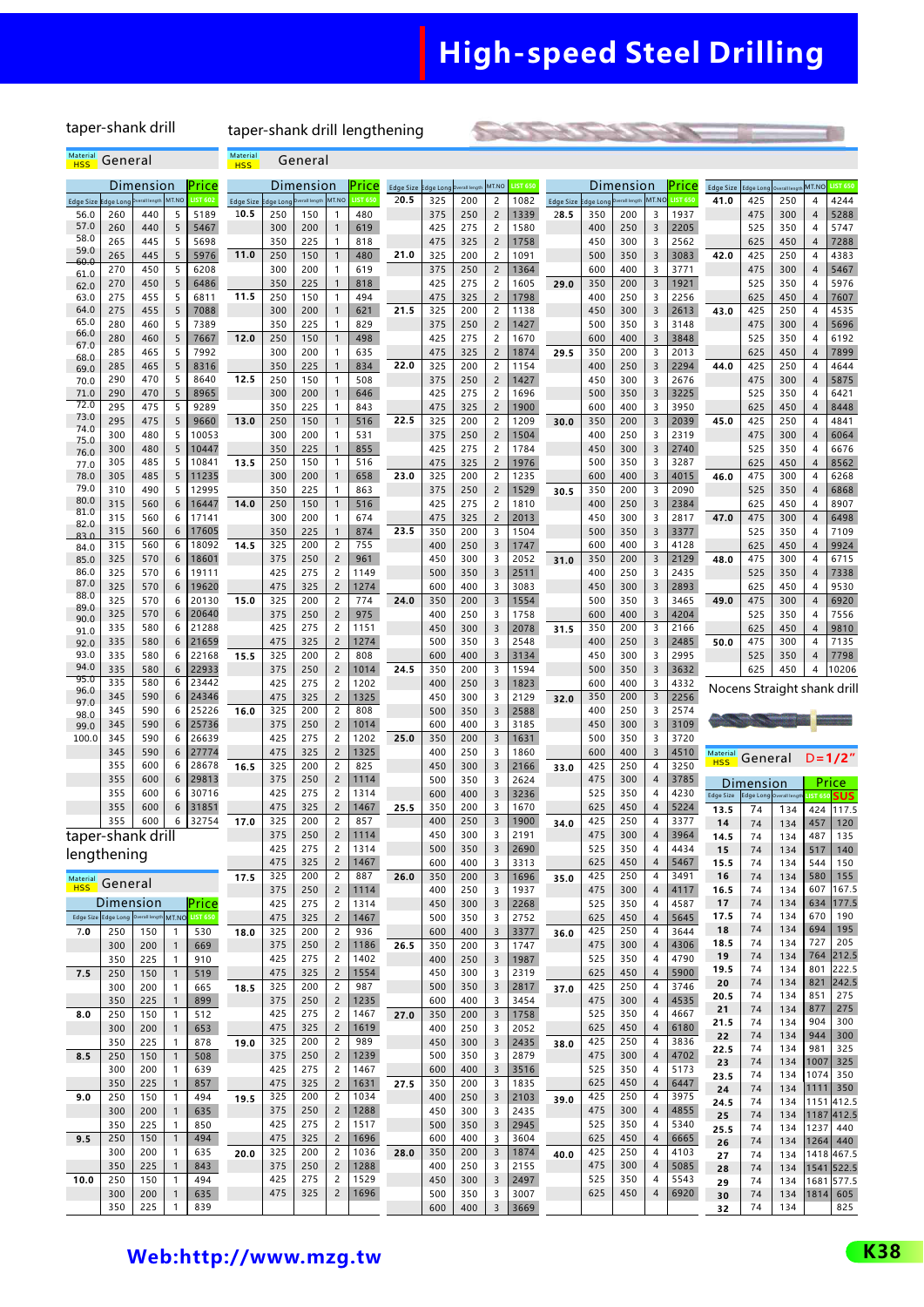# High-speed Steel Drilling

## taper-shank drill

Material: HSS — General

| Edge Size | Edge Long | Overall length | MT.NO | Price LIST 602 |
|---|---|---|---|---|
| 56.0 | 260 | 440 | 5 | 5189 |
| 57.0 | 260 | 440 | 5 | 5467 |
| 58.0 | 265 | 445 | 5 | 5698 |
| 59.0 | 265 | 445 | 5 | 5976 |
| 60.0 | 270 | 450 | 5 | 6208 |
| 61.0 | 270 | 450 | 5 | 6486 |
| 62.0 | 275 | 455 | 5 | 6811 |
| 63.0 | 275 | 455 | 5 | 7088 |
| 64.0 | 280 | 460 | 5 | 7389 |
| 65.0 | 280 | 460 | 5 | 7667 |
| 66.0 | 285 | 465 | 5 | 7992 |
| 67.0 | 285 | 465 | 5 | 8316 |
| 68.0 | 290 | 470 | 5 | 8640 |
| 69.0 | 290 | 470 | 5 | 8965 |
| 70.0 | 295 | 475 | 5 | 9289 |
| 71.0 | 295 | 475 | 5 | 9660 |
| 72.0 | 300 | 480 | 5 | 10053 |
| 73.0 | 300 | 480 | 5 | 10447 |
| 74.0 | 305 | 485 | 5 | 10841 |
| 75.0 | 305 | 485 | 5 | 11235 |
| 76.0 | 310 | 490 | 5 | 12995 |
| 77.0 | 315 | 560 | 6 | 16447 |
| 78.0 | 315 | 560 | 6 | 17141 |
| 79.0 | 315 | 560 | 6 | 17605 |
| 80.0 | 315 | 560 | 6 | 18092 |
| 81.0 | 325 | 570 | 6 | 18601 |
| 82.0 | 325 | 570 | 6 | 19111 |
| 83.0 | 325 | 570 | 6 | 19620 |
| 84.0 | 325 | 570 | 6 | 20130 |
| 85.0 | 325 | 570 | 6 | 20640 |
| 86.0 | 335 | 580 | 6 | 21288 |
| 87.0 | 335 | 580 | 6 | 21659 |
| 88.0 | 335 | 580 | 6 | 22168 |
| 89.0 | 335 | 580 | 6 | 22933 |
| 90.0 | 335 | 580 | 6 | 23442 |
| 91.0 | 345 | 590 | 6 | 24346 |
| 92.0 | 345 | 590 | 6 | 25226 |
| 93.0 | 345 | 590 | 6 | 25736 |
| 94.0 | 345 | 590 | 6 | 26639 |
| 95.0 | 345 | 590 | 6 | 27774 |
| 96.0 | 355 | 600 | 6 | 28678 |
| 97.0 | 355 | 600 | 6 | 29813 |
| 98.0 | 355 | 600 | 6 | 30716 |
| 99.0 | 355 | 600 | 6 | 31851 |
| 100.0 | 355 | 600 | 6 | 32754 |

## taper-shank drill lengthening

Material: HSS — General

| Edge Size | Edge Long | Overall length | MT.NO | Price LIST 650 |
|---|---|---|---|---|
| 7.0 | 250 | 150 | 1 | 530 |
| | 300 | 200 | 1 | 669 |
| | 350 | 225 | 1 | 910 |
| 7.5 | 250 | 150 | 1 | 519 |
| | 300 | 200 | 1 | 665 |
| | 350 | 225 | 1 | 899 |
| 8.0 | 250 | 150 | 1 | 512 |
| | 300 | 200 | 1 | 653 |
| | 350 | 225 | 1 | 878 |
| 8.5 | 250 | 150 | 1 | 508 |
| | 300 | 200 | 1 | 639 |
| | 350 | 225 | 1 | 857 |
| 9.0 | 250 | 150 | 1 | 494 |
| | 300 | 200 | 1 | 635 |
| | 350 | 225 | 1 | 850 |
| 9.5 | 250 | 150 | 1 | 494 |
| | 300 | 200 | 1 | 635 |
| | 350 | 225 | 1 | 843 |
| 10.0 | 250 | 150 | 1 | 494 |
| | 300 | 200 | 1 | 635 |
| | 350 | 225 | 1 | 839 |

## taper-shank drill lengthening

Material: HSS — General

| Edge Size | Edge Long | Overall length | MT.NO | Price LIST 650 |
|---|---|---|---|---|
| 10.5 | 250 | 150 | 1 | 480 |
| | 300 | 200 | 1 | 619 |
| | 350 | 225 | 1 | 818 |
| 11.0 | 250 | 150 | 1 | 480 |
| | 300 | 200 | 1 | 619 |
| | 350 | 225 | 1 | 818 |
| 11.5 | 250 | 150 | 1 | 494 |
| | 300 | 200 | 1 | 621 |
| | 350 | 225 | 1 | 829 |
| 12.0 | 250 | 150 | 1 | 498 |
| | 300 | 200 | 1 | 635 |
| | 350 | 225 | 1 | 834 |
| 12.5 | 250 | 150 | 1 | 508 |
| | 300 | 200 | 1 | 646 |
| | 350 | 225 | 1 | 843 |
| 13.0 | 250 | 150 | 1 | 516 |
| | 300 | 200 | 1 | 531 |
| | 350 | 225 | 1 | 855 |
| 13.5 | 250 | 150 | 1 | 516 |
| | 300 | 200 | 1 | 658 |
| | 350 | 225 | 1 | 863 |
| 14.0 | 250 | 150 | 1 | 516 |
| | 300 | 200 | 1 | 674 |
| | 350 | 225 | 1 | 874 |
| 14.5 | 325 | 200 | 2 | 755 |
| | 375 | 250 | 2 | 961 |
| | 425 | 275 | 2 | 1149 |
| | 475 | 325 | 2 | 1274 |
| 15.0 | 325 | 200 | 2 | 774 |
| | 375 | 250 | 2 | 975 |
| | 425 | 275 | 2 | 1151 |
| | 475 | 325 | 2 | 1274 |
| 15.5 | 325 | 200 | 2 | 808 |
| | 375 | 250 | 2 | 1014 |
| | 425 | 275 | 2 | 1202 |
| | 475 | 325 | 2 | 1325 |
| 16.0 | 325 | 200 | 2 | 808 |
| | 375 | 250 | 2 | 1014 |
| | 425 | 275 | 2 | 1202 |
| | 475 | 325 | 2 | 1325 |
| 16.5 | 325 | 200 | 2 | 825 |
| | 375 | 250 | 2 | 1114 |
| | 425 | 275 | 2 | 1314 |
| | 475 | 325 | 2 | 1467 |
| 17.0 | 325 | 200 | 2 | 857 |
| | 375 | 250 | 2 | 1114 |
| | 425 | 275 | 2 | 1314 |
| | 475 | 325 | 2 | 1467 |
| 17.5 | 325 | 200 | 2 | 887 |
| | 375 | 250 | 2 | 1114 |
| | 425 | 275 | 2 | 1314 |
| | 475 | 325 | 2 | 1467 |
| 18.0 | 325 | 200 | 2 | 936 |
| | 375 | 250 | 2 | 1186 |
| | 425 | 275 | 2 | 1402 |
| | 475 | 325 | 2 | 1554 |
| 18.5 | 325 | 200 | 2 | 987 |
| | 375 | 250 | 2 | 1235 |
| | 425 | 275 | 2 | 1467 |
| | 475 | 325 | 2 | 1619 |
| 19.0 | 325 | 200 | 2 | 989 |
| | 375 | 250 | 2 | 1239 |
| | 425 | 275 | 2 | 1467 |
| | 475 | 325 | 2 | 1631 |
| 19.5 | 325 | 200 | 2 | 1034 |
| | 375 | 250 | 2 | 1288 |
| | 425 | 275 | 2 | 1517 |
| | 475 | 325 | 2 | 1696 |
| 20.0 | 325 | 200 | 2 | 1036 |
| | 375 | 250 | 2 | 1288 |
| | 425 | 275 | 2 | 1529 |
| | 475 | 325 | 2 | 1696 |
| 20.5 | 325 | 200 | 2 | 1082 |
| | 375 | 250 | 2 | 1339 |
| | 425 | 275 | 2 | 1580 |
| | 475 | 325 | 2 | 1758 |
| 21.0 | 325 | 200 | 2 | 1091 |
| | 375 | 250 | 2 | 1364 |
| | 425 | 275 | 2 | 1605 |
| | 475 | 325 | 2 | 1798 |
| 21.5 | 325 | 200 | 2 | 1138 |
| | 375 | 250 | 2 | 1427 |
| | 425 | 275 | 2 | 1670 |
| | 475 | 325 | 2 | 1874 |
| 22.0 | 325 | 200 | 2 | 1154 |
| | 375 | 250 | 2 | 1427 |
| | 425 | 275 | 2 | 1696 |
| | 475 | 325 | 2 | 1900 |
| 22.5 | 325 | 200 | 2 | 1209 |
| | 375 | 250 | 2 | 1504 |
| | 425 | 275 | 2 | 1784 |
| | 475 | 325 | 2 | 1976 |
| 23.0 | 325 | 200 | 2 | 1235 |
| | 375 | 250 | 2 | 1529 |
| | 425 | 275 | 2 | 1810 |
| | 475 | 325 | 2 | 2013 |
| 23.5 | 350 | 200 | 3 | 1504 |
| | 400 | 250 | 3 | 1747 |
| | 450 | 300 | 3 | 2052 |
| | 500 | 350 | 3 | 2511 |
| | 600 | 400 | 3 | 3083 |
| 24.0 | 350 | 200 | 3 | 1554 |
| | 400 | 250 | 3 | 1758 |
| | 450 | 300 | 3 | 2078 |
| | 500 | 350 | 3 | 2548 |
| | 600 | 400 | 3 | 3134 |
| 24.5 | 350 | 200 | 3 | 1594 |
| | 400 | 250 | 3 | 1823 |
| | 450 | 300 | 3 | 2129 |
| | 500 | 350 | 3 | 2588 |
| | 600 | 400 | 3 | 3185 |
| 25.0 | 350 | 200 | 3 | 1631 |
| | 400 | 250 | 3 | 1860 |
| | 450 | 300 | 3 | 2166 |
| | 500 | 350 | 3 | 2624 |
| | 600 | 400 | 3 | 3236 |
| 25.5 | 350 | 200 | 3 | 1670 |
| | 400 | 250 | 3 | 1900 |
| | 450 | 300 | 3 | 2191 |
| | 500 | 350 | 3 | 2690 |
| | 600 | 400 | 3 | 3313 |
| 26.0 | 350 | 200 | 3 | 1696 |
| | 400 | 250 | 3 | 1937 |
| | 450 | 300 | 3 | 2268 |
| | 500 | 350 | 3 | 2752 |
| | 600 | 400 | 3 | 3377 |
| 26.5 | 350 | 200 | 3 | 1747 |
| | 400 | 250 | 3 | 1987 |
| | 450 | 300 | 3 | 2319 |
| | 500 | 350 | 3 | 2817 |
| | 600 | 400 | 3 | 3454 |
| 27.0 | 350 | 200 | 3 | 1758 |
| | 400 | 250 | 3 | 2052 |
| | 450 | 300 | 3 | 2435 |
| | 500 | 350 | 3 | 2879 |
| | 600 | 400 | 3 | 3516 |
| 27.5 | 350 | 200 | 3 | 1835 |
| | 400 | 250 | 3 | 2103 |
| | 450 | 300 | 3 | 2435 |
| | 500 | 350 | 3 | 2945 |
| | 600 | 400 | 3 | 3604 |
| 28.0 | 350 | 200 | 3 | 1874 |
| | 400 | 250 | 3 | 2155 |
| | 450 | 300 | 3 | 2497 |
| | 500 | 350 | 3 | 3007 |
| | 600 | 400 | 3 | 3669 |
| 28.5 | 350 | 200 | 3 | 1937 |
| | 400 | 250 | 3 | 2205 |
| | 450 | 300 | 3 | 2562 |
| | 500 | 350 | 3 | 3083 |
| | 600 | 400 | 3 | 3771 |
| 29.0 | 350 | 200 | 3 | 1921 |
| | 400 | 250 | 3 | 2256 |
| | 450 | 300 | 3 | 2613 |
| | 500 | 350 | 3 | 3148 |
| | 600 | 400 | 3 | 3848 |
| 29.5 | 350 | 200 | 3 | 2013 |
| | 400 | 250 | 3 | 2294 |
| | 450 | 300 | 3 | 2676 |
| | 500 | 350 | 3 | 3225 |
| | 600 | 400 | 3 | 3950 |
| 30.0 | 350 | 200 | 3 | 2039 |
| | 400 | 250 | 3 | 2319 |
| | 450 | 300 | 3 | 2740 |
| | 500 | 350 | 3 | 3287 |
| | 600 | 400 | 3 | 4015 |
| 30.5 | 350 | 200 | 3 | 2090 |
| | 400 | 250 | 3 | 2384 |
| | 450 | 300 | 3 | 2817 |
| | 500 | 350 | 3 | 3377 |
| | 600 | 400 | 3 | 4128 |
| 31.0 | 350 | 200 | 3 | 2129 |
| | 400 | 250 | 3 | 2435 |
| | 450 | 300 | 3 | 2893 |
| | 500 | 350 | 3 | 3465 |
| | 600 | 400 | 3 | 4204 |
| 31.5 | 350 | 200 | 3 | 2166 |
| | 400 | 250 | 3 | 2485 |
| | 450 | 300 | 3 | 2995 |
| | 500 | 350 | 3 | 3632 |
| | 600 | 400 | 3 | 4332 |
| 32.0 | 350 | 200 | 3 | 2256 |
| | 400 | 250 | 3 | 2574 |
| | 450 | 300 | 3 | 3109 |
| | 500 | 350 | 3 | 3720 |
| | 600 | 400 | 3 | 4510 |
| 33.0 | 425 | 250 | 4 | 3250 |
| | 475 | 300 | 4 | 3785 |
| | 525 | 350 | 4 | 4230 |
| | 625 | 450 | 4 | 5224 |
| 34.0 | 425 | 250 | 4 | 3377 |
| | 475 | 300 | 4 | 3964 |
| | 525 | 350 | 4 | 4434 |
| | 625 | 450 | 4 | 5467 |
| 35.0 | 425 | 250 | 4 | 3491 |
| | 475 | 300 | 4 | 4117 |
| | 525 | 350 | 4 | 4587 |
| | 625 | 450 | 4 | 5645 |
| 36.0 | 425 | 250 | 4 | 3644 |
| | 475 | 300 | 4 | 4306 |
| | 525 | 350 | 4 | 4790 |
| | 625 | 450 | 4 | 5900 |
| 37.0 | 425 | 250 | 4 | 3746 |
| | 475 | 300 | 4 | 4535 |
| | 525 | 350 | 4 | 4667 |
| | 625 | 450 | 4 | 6180 |
| 38.0 | 425 | 250 | 4 | 3836 |
| | 475 | 300 | 4 | 4702 |
| | 525 | 350 | 4 | 5173 |
| | 625 | 450 | 4 | 6447 |
| 39.0 | 425 | 250 | 4 | 3975 |
| | 475 | 300 | 4 | 4855 |
| | 525 | 350 | 4 | 5340 |
| | 625 | 450 | 4 | 6665 |
| 40.0 | 425 | 250 | 4 | 4103 |
| | 475 | 300 | 4 | 5085 |
| | 525 | 350 | 4 | 5543 |
| | 625 | 450 | 4 | 6920 |
| 41.0 | 425 | 250 | 4 | 4244 |
| | 475 | 300 | 4 | 5288 |
| | 525 | 350 | 4 | 5747 |
| | 625 | 450 | 4 | 7288 |
| 42.0 | 425 | 250 | 4 | 4383 |
| | 475 | 300 | 4 | 5467 |
| | 525 | 350 | 4 | 5976 |
| | 625 | 450 | 4 | 7607 |
| 43.0 | 425 | 250 | 4 | 4535 |
| | 475 | 300 | 4 | 5696 |
| | 525 | 350 | 4 | 6192 |
| | 625 | 450 | 4 | 7899 |
| 44.0 | 425 | 250 | 4 | 4644 |
| | 475 | 300 | 4 | 5875 |
| | 525 | 350 | 4 | 6421 |
| | 625 | 450 | 4 | 8448 |
| 45.0 | 425 | 250 | 4 | 4841 |
| | 475 | 300 | 4 | 6064 |
| | 525 | 350 | 4 | 6676 |
| | 625 | 450 | 4 | 8562 |
| 46.0 | 475 | 300 | 4 | 6268 |
| | 525 | 350 | 4 | 6868 |
| | 625 | 450 | 4 | 8907 |
| 47.0 | 475 | 300 | 4 | 6498 |
| | 525 | 350 | 4 | 7109 |
| | 625 | 450 | 4 | 9924 |
| 48.0 | 475 | 300 | 4 | 6715 |
| | 525 | 350 | 4 | 7338 |
| | 625 | 450 | 4 | 9530 |
| 49.0 | 475 | 300 | 4 | 6920 |
| | 525 | 350 | 4 | 7556 |
| | 625 | 450 | 4 | 9810 |
| 50.0 | 475 | 300 | 4 | 7135 |
| | 525 | 350 | 4 | 7798 |
| | 625 | 450 | 4 | 10206 |

## Nocens Straight shank drill

Material: HSS — General — D=1/2"

| Edge Size | Edge Long | Overall length | Price LIST 650 | Price SUS |
|---|---|---|---|---|
| 13.5 | 74 | 134 | 424 | 117.5 |
| 14 | 74 | 134 | 457 | 120 |
| 14.5 | 74 | 134 | 487 | 135 |
| 15 | 74 | 134 | 517 | 140 |
| 15.5 | 74 | 134 | 544 | 150 |
| 16 | 74 | 134 | 580 | 155 |
| 16.5 | 74 | 134 | 607 | 167.5 |
| 17 | 74 | 134 | 634 | 177.5 |
| 17.5 | 74 | 134 | 670 | 190 |
| 18 | 74 | 134 | 694 | 195 |
| 18.5 | 74 | 134 | 727 | 205 |
| 19 | 74 | 134 | 764 | 212.5 |
| 19.5 | 74 | 134 | 801 | 222.5 |
| 20 | 74 | 134 | 821 | 242.5 |
| 20.5 | 74 | 134 | 851 | 275 |
| 21 | 74 | 134 | 877 | 275 |
| 21.5 | 74 | 134 | 904 | 300 |
| 22 | 74 | 134 | 944 | 300 |
| 22.5 | 74 | 134 | 981 | 325 |
| 23 | 74 | 134 | 1007 | 325 |
| 23.5 | 74 | 134 | 1074 | 350 |
| 24 | 74 | 134 | 1111 | 350 |
| 24.5 | 74 | 134 | 1151 | 412.5 |
| 25 | 74 | 134 | 1187 | 412.5 |
| 25.5 | 74 | 134 | 1237 | 440 |
| 26 | 74 | 134 | 1264 | 440 |
| 27 | 74 | 134 | 1418 | 467.5 |
| 28 | 74 | 134 | 1541 | 522.5 |
| 29 | 74 | 134 | 1681 | 577.5 |
| 30 | 74 | 134 | 1814 | 605 |
| 32 | 74 | 134 | | 825 |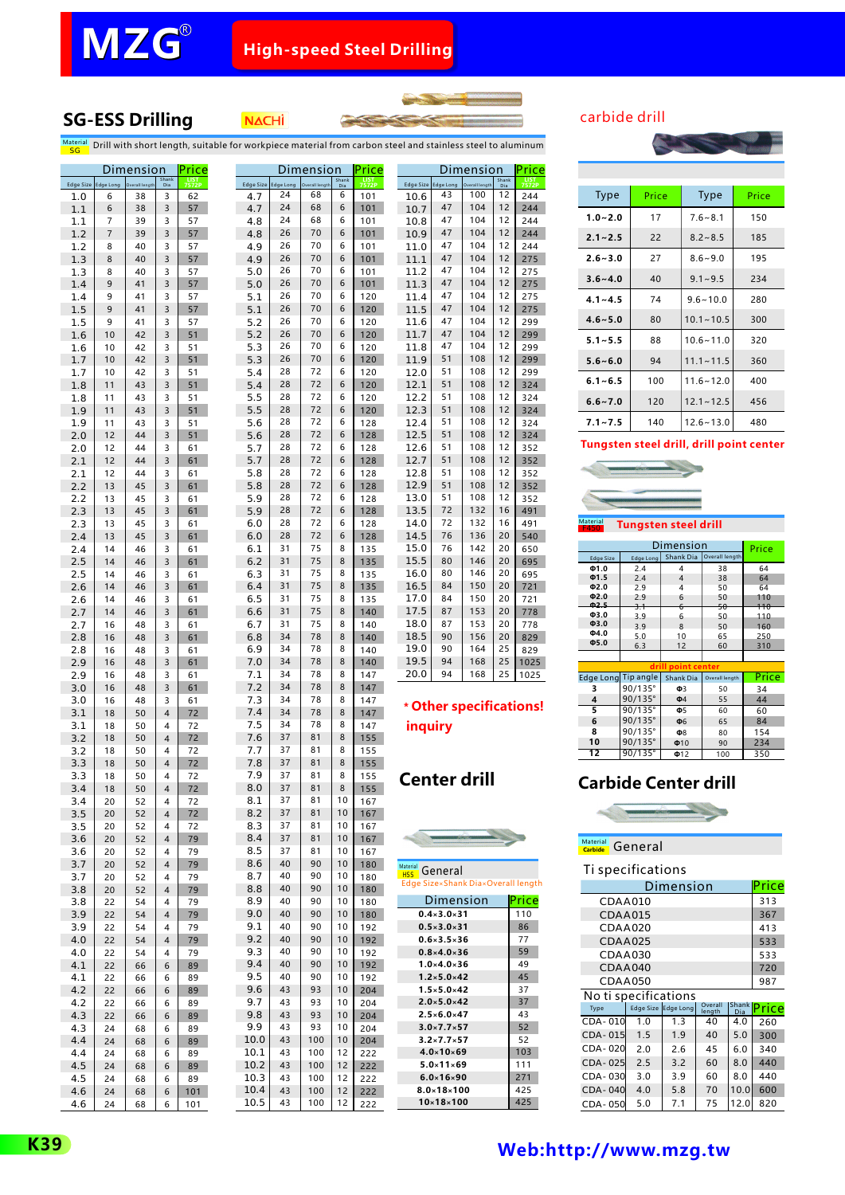# MZG® High-speed Steel Drilling

## SG-ESS Drilling

NACHI

Material SG — Drill with short length, suitable for workpiece material from carbon steel and stainless steel to aluminum

| Edge Size | Edge Long | Overall length | Shank Dia | Price |
|---|---|---|---|---|
| 1.0 | 6 | 38 | 3 | 62 |
| 1.1 | 6 | 38 | 3 | 57 |
| 1.1 | 7 | 39 | 3 | 57 |
| 1.2 | 7 | 39 | 3 | 57 |
| 1.2 | 8 | 40 | 3 | 57 |
| 1.3 | 8 | 40 | 3 | 57 |
| 1.3 | 8 | 40 | 3 | 57 |
| 1.4 | 9 | 41 | 3 | 57 |
| 1.4 | 9 | 41 | 3 | 57 |
| 1.5 | 9 | 41 | 3 | 57 |
| 1.5 | 9 | 41 | 3 | 57 |
| 1.6 | 10 | 42 | 3 | 51 |
| 1.6 | 10 | 42 | 3 | 51 |
| 1.7 | 10 | 42 | 3 | 51 |
| 1.7 | 10 | 42 | 3 | 51 |
| 1.8 | 11 | 43 | 3 | 51 |
| 1.8 | 11 | 43 | 3 | 51 |
| 1.9 | 11 | 43 | 3 | 51 |
| 1.9 | 11 | 43 | 3 | 51 |
| 2.0 | 12 | 44 | 3 | 51 |
| 2.0 | 12 | 44 | 3 | 61 |
| 2.1 | 12 | 44 | 3 | 61 |
| 2.1 | 12 | 44 | 3 | 61 |
| 2.2 | 13 | 45 | 3 | 61 |
| 2.2 | 13 | 45 | 3 | 61 |
| 2.3 | 13 | 45 | 3 | 61 |
| 2.3 | 13 | 45 | 3 | 61 |
| 2.4 | 13 | 45 | 3 | 61 |
| 2.4 | 14 | 46 | 3 | 61 |
| 2.5 | 14 | 46 | 3 | 61 |
| 2.5 | 14 | 46 | 3 | 61 |
| 2.6 | 14 | 46 | 3 | 61 |
| 2.6 | 14 | 46 | 3 | 61 |
| 2.7 | 14 | 46 | 3 | 61 |
| 2.7 | 16 | 48 | 3 | 61 |
| 2.8 | 16 | 48 | 3 | 61 |
| 2.8 | 16 | 48 | 3 | 61 |
| 2.9 | 16 | 48 | 3 | 61 |
| 2.9 | 16 | 48 | 3 | 61 |
| 3.0 | 16 | 48 | 3 | 61 |
| 3.0 | 16 | 48 | 3 | 61 |
| 3.1 | 18 | 50 | 4 | 72 |
| 3.1 | 18 | 50 | 4 | 72 |
| 3.2 | 18 | 50 | 4 | 72 |
| 3.2 | 18 | 50 | 4 | 72 |
| 3.3 | 18 | 50 | 4 | 72 |
| 3.3 | 18 | 50 | 4 | 72 |
| 3.4 | 18 | 50 | 4 | 72 |
| 3.4 | 20 | 52 | 4 | 72 |
| 3.5 | 20 | 52 | 4 | 72 |
| 3.5 | 20 | 52 | 4 | 72 |
| 3.6 | 20 | 52 | 4 | 79 |
| 3.6 | 20 | 52 | 4 | 79 |
| 3.7 | 20 | 52 | 4 | 79 |
| 3.7 | 20 | 52 | 4 | 79 |
| 3.8 | 20 | 52 | 4 | 79 |
| 3.8 | 22 | 54 | 4 | 79 |
| 3.9 | 22 | 54 | 4 | 79 |
| 3.9 | 22 | 54 | 4 | 79 |
| 4.0 | 22 | 54 | 4 | 79 |
| 4.0 | 22 | 54 | 4 | 79 |
| 4.1 | 22 | 66 | 6 | 89 |
| 4.1 | 22 | 66 | 6 | 89 |
| 4.2 | 22 | 66 | 6 | 89 |
| 4.2 | 22 | 66 | 6 | 89 |
| 4.3 | 22 | 66 | 6 | 89 |
| 4.3 | 24 | 68 | 6 | 89 |
| 4.4 | 24 | 68 | 6 | 89 |
| 4.4 | 24 | 68 | 6 | 89 |
| 4.5 | 24 | 68 | 6 | 89 |
| 4.5 | 24 | 68 | 6 | 89 |
| 4.6 | 24 | 68 | 6 | 101 |
| 4.6 | 24 | 68 | 6 | 101 |
| 4.7 | 24 | 68 | 6 | 101 |
| 4.7 | 24 | 68 | 6 | 101 |
| 4.8 | 24 | 68 | 6 | 101 |
| 4.8 | 26 | 70 | 6 | 101 |
| 4.9 | 26 | 70 | 6 | 101 |
| 4.9 | 26 | 70 | 6 | 101 |
| 5.0 | 26 | 70 | 6 | 101 |
| 5.0 | 26 | 70 | 6 | 101 |
| 5.1 | 26 | 70 | 6 | 120 |
| 5.1 | 26 | 70 | 6 | 120 |
| 5.2 | 26 | 70 | 6 | 120 |
| 5.2 | 26 | 70 | 6 | 120 |
| 5.3 | 26 | 70 | 6 | 120 |
| 5.3 | 26 | 70 | 6 | 120 |
| 5.4 | 28 | 72 | 6 | 120 |
| 5.4 | 28 | 72 | 6 | 120 |
| 5.5 | 28 | 72 | 6 | 120 |
| 5.5 | 28 | 72 | 6 | 120 |
| 5.6 | 28 | 72 | 6 | 128 |
| 5.6 | 28 | 72 | 6 | 128 |
| 5.7 | 28 | 72 | 6 | 128 |
| 5.7 | 28 | 72 | 6 | 128 |
| 5.8 | 28 | 72 | 6 | 128 |
| 5.8 | 28 | 72 | 6 | 128 |
| 5.9 | 28 | 72 | 6 | 128 |
| 5.9 | 28 | 72 | 6 | 128 |
| 6.0 | 28 | 72 | 6 | 128 |
| 6.0 | 28 | 72 | 6 | 128 |
| 6.1 | 31 | 75 | 8 | 135 |
| 6.2 | 31 | 75 | 8 | 135 |
| 6.3 | 31 | 75 | 8 | 135 |
| 6.4 | 31 | 75 | 8 | 135 |
| 6.5 | 31 | 75 | 8 | 135 |
| 6.6 | 31 | 75 | 8 | 140 |
| 6.7 | 31 | 75 | 8 | 140 |
| 6.8 | 34 | 78 | 8 | 140 |
| 6.9 | 34 | 78 | 8 | 140 |
| 7.0 | 34 | 78 | 8 | 140 |
| 7.1 | 34 | 78 | 8 | 147 |
| 7.2 | 34 | 78 | 8 | 147 |
| 7.3 | 34 | 78 | 8 | 147 |
| 7.4 | 34 | 78 | 8 | 147 |
| 7.5 | 34 | 78 | 8 | 147 |
| 7.6 | 37 | 81 | 8 | 155 |
| 7.7 | 37 | 81 | 8 | 155 |
| 7.8 | 37 | 81 | 8 | 155 |
| 7.9 | 37 | 81 | 8 | 155 |
| 8.0 | 37 | 81 | 8 | 155 |
| 8.1 | 37 | 81 | 10 | 167 |
| 8.2 | 37 | 81 | 10 | 167 |
| 8.3 | 37 | 81 | 10 | 167 |
| 8.4 | 37 | 81 | 10 | 167 |
| 8.5 | 37 | 81 | 10 | 167 |
| 8.6 | 40 | 90 | 10 | 180 |
| 8.7 | 40 | 90 | 10 | 180 |
| 8.8 | 40 | 90 | 10 | 180 |
| 8.9 | 40 | 90 | 10 | 180 |
| 9.0 | 40 | 90 | 10 | 180 |
| 9.1 | 40 | 90 | 10 | 192 |
| 9.2 | 40 | 90 | 10 | 192 |
| 9.3 | 40 | 90 | 10 | 192 |
| 9.4 | 40 | 90 | 10 | 192 |
| 9.5 | 40 | 90 | 10 | 192 |
| 9.6 | 43 | 93 | 10 | 204 |
| 9.7 | 43 | 93 | 10 | 204 |
| 9.8 | 43 | 93 | 10 | 204 |
| 9.9 | 43 | 93 | 10 | 204 |
| 10.0 | 43 | 100 | 10 | 204 |
| 10.1 | 43 | 100 | 12 | 222 |
| 10.2 | 43 | 100 | 12 | 222 |
| 10.3 | 43 | 100 | 12 | 222 |
| 10.4 | 43 | 100 | 12 | 222 |
| 10.5 | 43 | 100 | 12 | 222 |
| 10.6 | 43 | 100 | 12 | 244 |
| 10.7 | 47 | 104 | 12 | 244 |
| 10.8 | 47 | 104 | 12 | 244 |
| 10.9 | 47 | 104 | 12 | 244 |
| 11.0 | 47 | 104 | 12 | 244 |
| 11.1 | 47 | 104 | 12 | 275 |
| 11.2 | 47 | 104 | 12 | 275 |
| 11.3 | 47 | 104 | 12 | 275 |
| 11.4 | 47 | 104 | 12 | 275 |
| 11.5 | 47 | 104 | 12 | 275 |
| 11.6 | 47 | 104 | 12 | 299 |
| 11.7 | 47 | 104 | 12 | 299 |
| 11.8 | 47 | 104 | 12 | 299 |
| 11.9 | 51 | 108 | 12 | 299 |
| 12.0 | 51 | 108 | 12 | 299 |
| 12.1 | 51 | 108 | 12 | 324 |
| 12.2 | 51 | 108 | 12 | 324 |
| 12.3 | 51 | 108 | 12 | 324 |
| 12.4 | 51 | 108 | 12 | 324 |
| 12.5 | 51 | 108 | 12 | 324 |
| 12.6 | 51 | 108 | 12 | 352 |
| 12.7 | 51 | 108 | 12 | 352 |
| 12.8 | 51 | 108 | 12 | 352 |
| 12.9 | 51 | 108 | 12 | 352 |
| 13.0 | 51 | 108 | 12 | 352 |
| 13.5 | 72 | 132 | 16 | 491 |
| 14.0 | 72 | 132 | 16 | 491 |
| 14.5 | 76 | 136 | 20 | 540 |
| 15.0 | 76 | 142 | 20 | 650 |
| 15.5 | 80 | 146 | 20 | 695 |
| 16.0 | 80 | 146 | 20 | 695 |
| 16.5 | 84 | 150 | 20 | 721 |
| 17.0 | 84 | 150 | 20 | 721 |
| 17.5 | 87 | 153 | 20 | 778 |
| 18.0 | 87 | 153 | 20 | 778 |
| 18.5 | 90 | 156 | 20 | 829 |
| 19.0 | 90 | 164 | 25 | 829 |
| 19.5 | 94 | 168 | 25 | 1025 |
| 20.0 | 94 | 168 | 25 | 1025 |

**\* Other specifications! inquiry**

## Center drill

Material HSS — General

Edge Size×Shank Dia×Overall length

| Dimension | Price |
|---|---|
| 0.4×3.0×31 | 110 |
| 0.5×3.0×31 | 86 |
| 0.6×3.5×36 | 77 |
| 0.8×4.0×36 | 59 |
| 1.0×4.0×36 | 49 |
| 1.2×5.0×42 | 45 |
| 1.5×5.0×42 | 37 |
| 2.0×5.0×42 | 37 |
| 2.5×6.0×47 | 43 |
| 3.0×7.7×57 | 52 |
| 3.2×7.7×57 | 52 |
| 4.0×10×69 | 103 |
| 5.0×11×69 | 111 |
| 6.0×16×90 | 271 |
| 8.0×18×100 | 425 |
| 10×18×100 | 425 |

## carbide drill

| Type | Price | Type | Price |
|---|---|---|---|
| 1.0~2.0 | 17 | 7.6~8.1 | 150 |
| 2.1~2.5 | 22 | 8.2~8.5 | 185 |
| 2.6~3.0 | 27 | 8.6~9.0 | 195 |
| 3.6~4.0 | 40 | 9.1~9.5 | 234 |
| 4.1~4.5 | 74 | 9.6~10.0 | 280 |
| 4.6~5.0 | 80 | 10.1~10.5 | 300 |
| 5.1~5.5 | 88 | 10.6~11.0 | 320 |
| 5.6~6.0 | 94 | 11.1~11.5 | 360 |
| 6.1~6.5 | 100 | 11.6~12.0 | 400 |
| 6.6~7.0 | 120 | 12.1~12.5 | 456 |
| 7.1~7.5 | 140 | 12.6~13.0 | 480 |

**Tungsten steel drill, drill point center**

### Tungsten steel drill

Material F450

| Edge Size | Edge Long | Shank Dia | Overall length | Price |
|---|---|---|---|---|
| Φ1.0 | 2.4 | 4 | 38 | 64 |
| Φ1.5 | 2.4 | 4 | 38 | 64 |
| Φ2.0 | 2.9 | 4 | 50 | 64 |
| Φ2.0 | 2.9 | 6 | 50 | 110 |
| Φ2.5 | 3.1 | 6 | 50 | 110 |
| Φ3.0 | 3.9 | 6 | 50 | 110 |
| Φ3.0 | 3.9 | 8 | 50 | 160 |
| Φ4.0 | 5.0 | 10 | 65 | 250 |
| Φ5.0 | 6.3 | 12 | 60 | 310 |

### drill point center

| Edge Long | Tip angle | Shank Dia | Overall length | Price |
|---|---|---|---|---|
| 3 | 90/135° | Φ3 | 50 | 34 |
| 4 | 90/135° | Φ4 | 55 | 44 |
| 5 | 90/135° | Φ5 | 60 | 60 |
| 6 | 90/135° | Φ6 | 65 | 84 |
| 8 | 90/135° | Φ8 | 80 | 154 |
| 10 | 90/135° | Φ10 | 90 | 234 |
| 12 | 90/135° | Φ12 | 100 | 350 |

## Carbide Center drill

Material Carbide — General

### Ti specifications

| Dimension | Price |
|---|---|
| CDAA010 | 313 |
| CDAA015 | 367 |
| CDAA020 | 413 |
| CDAA025 | 533 |
| CDAA030 | 533 |
| CDAA040 | 720 |
| CDAA050 | 987 |

### No ti specifications

| Type | Edge Size | Edge Long | Overall length | Shank Dia | Price |
|---|---|---|---|---|---|
| CDA-010 | 1.0 | 1.3 | 40 | 4.0 | 260 |
| CDA-015 | 1.5 | 1.9 | 40 | 5.0 | 300 |
| CDA-020 | 2.0 | 2.6 | 45 | 6.0 | 340 |
| CDA-025 | 2.5 | 3.2 | 60 | 8.0 | 440 |
| CDA-030 | 3.0 | 3.9 | 60 | 8.0 | 440 |
| CDA-040 | 4.0 | 5.8 | 70 | 10.0 | 600 |
| CDA-050 | 5.0 | 7.1 | 75 | 12.0 | 820 |

Web:http://www.mzg.tw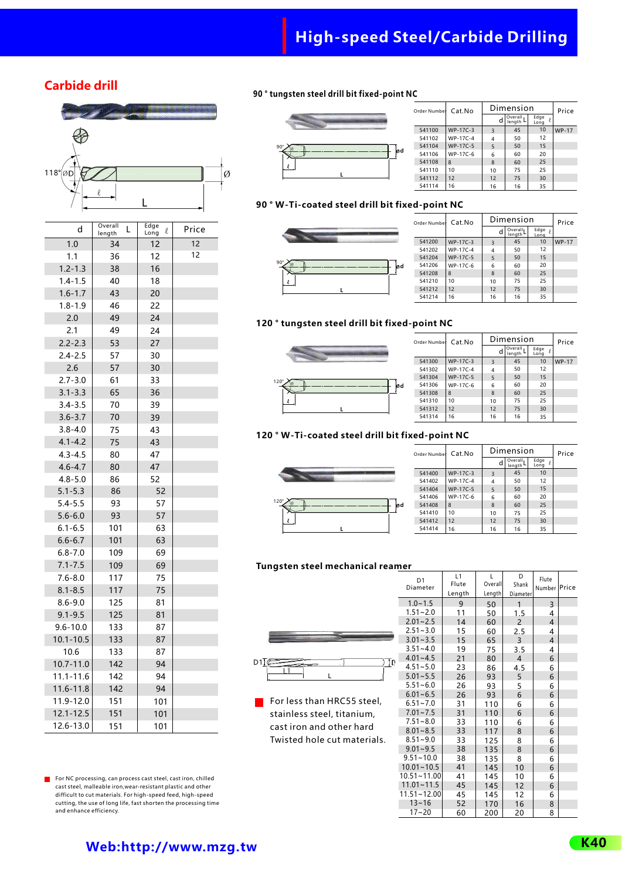# High-speed Steel/Carbide Drilling

## Carbide drill

118° ØD ℓ L Ø

| d | Overall length L | Edge Long ℓ | Price |
|---|---|---|---|
| 1.0 | 34 | 12 | 12 |
| 1.1 | 36 | 12 | 12 |
| 1.2-1.3 | 38 | 16 | |
| 1.4-1.5 | 40 | 18 | |
| 1.6-1.7 | 43 | 20 | |
| 1.8-1.9 | 46 | 22 | |
| 2.0 | 49 | 24 | |
| 2.1 | 49 | 24 | |
| 2.2-2.3 | 53 | 27 | |
| 2.4-2.5 | 57 | 30 | |
| 2.6 | 57 | 30 | |
| 2.7-3.0 | 61 | 33 | |
| 3.1-3.3 | 65 | 36 | |
| 3.4-3.5 | 70 | 39 | |
| 3.6-3.7 | 70 | 39 | |
| 3.8-4.0 | 75 | 43 | |
| 4.1-4.2 | 75 | 43 | |
| 4.3-4.5 | 80 | 47 | |
| 4.6-4.7 | 80 | 47 | |
| 4.8-5.0 | 86 | 52 | |
| 5.1-5.3 | 86 | 52 | |
| 5.4-5.5 | 93 | 57 | |
| 5.6-6.0 | 93 | 57 | |
| 6.1-6.5 | 101 | 63 | |
| 6.6-6.7 | 101 | 63 | |
| 6.8-7.0 | 109 | 69 | |
| 7.1-7.5 | 109 | 69 | |
| 7.6-8.0 | 117 | 75 | |
| 8.1-8.5 | 117 | 75 | |
| 8.6-9.0 | 125 | 81 | |
| 9.1-9.5 | 125 | 81 | |
| 9.6-10.0 | 133 | 87 | |
| 10.1-10.5 | 133 | 87 | |
| 10.6 | 133 | 87 | |
| 10.7-11.0 | 142 | 94 | |
| 11.1-11.6 | 142 | 94 | |
| 11.6-11.8 | 142 | 94 | |
| 11.9-12.0 | 151 | 101 | |
| 12.1-12.5 | 151 | 101 | |
| 12.6-13.0 | 151 | 101 | |

■ For NC processing, can process cast steel, cast iron, chilled cast steel, malleable iron,wear-resistant plastic and other difficult to cut materials. For high-speed feed, high-speed cutting, the use of long life, fast shorten the processing time and enhance efficiency.

### 90 ° tungsten steel drill bit fixed-point NC

90° ℓ L Ød

| Order Number | Cat.No | Dimension d | Overall length L | Edge Long ℓ | Price |
|---|---|---|---|---|---|
| 541100 | WP-17C-3 | 3 | 45 | 10 | WP-17 |
| 541102 | WP-17C-4 | 4 | 50 | 12 | |
| 541104 | WP-17C-5 | 5 | 50 | 15 | |
| 541106 | WP-17C-6 | 6 | 60 | 20 | |
| 541108 | 8 | 8 | 60 | 25 | |
| 541110 | 10 | 10 | 75 | 25 | |
| 541112 | 12 | 12 | 75 | 30 | |
| 541114 | 16 | 16 | 16 | 35 | |

### 90 ° W-Ti-coated steel drill bit fixed-point NC

90° ℓ L Ød

| Order Number | Cat.No | Dimension d | Overall length L | Edge Long ℓ | Price |
|---|---|---|---|---|---|
| 541200 | WP-17C-3 | 3 | 45 | 10 | WP-17 |
| 541202 | WP-17C-4 | 4 | 50 | 12 | |
| 541204 | WP-17C-5 | 5 | 50 | 15 | |
| 541206 | WP-17C-6 | 6 | 60 | 20 | |
| 541208 | 8 | 8 | 60 | 25 | |
| 541210 | 10 | 10 | 75 | 25 | |
| 541212 | 12 | 12 | 75 | 30 | |
| 541214 | 16 | 16 | 16 | 35 | |

### 120 ° tungsten steel drill bit fixed-point NC

120° ℓ L Ød

| Order Number | Cat.No | Dimension d | Overall length L | Edge Long ℓ | Price |
|---|---|---|---|---|---|
| 541300 | WP-17C-3 | 3 | 45 | 10 | WP-17 |
| 541302 | WP-17C-4 | 4 | 50 | 12 | |
| 541304 | WP-17C-5 | 5 | 50 | 15 | |
| 541306 | WP-17C-6 | 6 | 60 | 20 | |
| 541308 | 8 | 8 | 60 | 25 | |
| 541310 | 10 | 10 | 75 | 25 | |
| 541312 | 12 | 12 | 75 | 30 | |
| 541314 | 16 | 16 | 16 | 35 | |

### 120 ° W-Ti-coated steel drill bit fixed-point NC

120° ℓ L Ød

| Order Number | Cat.No | Dimension d | Overall length L | Edge Long ℓ | Price |
|---|---|---|---|---|---|
| 541400 | WP-17C-3 | 3 | 45 | 10 | |
| 541402 | WP-17C-4 | 4 | 50 | 12 | |
| 541404 | WP-17C-5 | 5 | 50 | 15 | |
| 541406 | WP-17C-6 | 6 | 60 | 20 | |
| 541408 | 8 | 8 | 60 | 25 | |
| 541410 | 10 | 10 | 75 | 25 | |
| 541412 | 12 | 12 | 75 | 30 | |
| 541414 | 16 | 16 | 16 | 35 | |

### Tungsten steel mechanical reamer

D1 L1 L D

| D1 Diameter | L1 Flute Length | L Overall Length | D Shank Diameter | Flute Number | Price |
|---|---|---|---|---|---|
| 1.0~1.5 | 9 | 50 | 1 | 3 | |
| 1.51~2.0 | 11 | 50 | 1.5 | 4 | |
| 2.01~2.5 | 14 | 60 | 2 | 4 | |
| 2.51~3.0 | 15 | 60 | 2.5 | 4 | |
| 3.01~3.5 | 15 | 65 | 3 | 4 | |
| 3.51~4.0 | 19 | 75 | 3.5 | 4 | |
| 4.01~4.5 | 21 | 80 | 4 | 6 | |
| 4.51~5.0 | 23 | 86 | 4.5 | 6 | |
| 5.01~5.5 | 26 | 93 | 5 | 6 | |
| 5.51~6.0 | 26 | 93 | 5 | 6 | |
| 6.01~6.5 | 26 | 93 | 6 | 6 | |
| 6.51~7.0 | 31 | 110 | 6 | 6 | |
| 7.01~7.5 | 31 | 110 | 6 | 6 | |
| 7.51~8.0 | 33 | 110 | 6 | 6 | |
| 8.01~8.5 | 33 | 117 | 8 | 6 | |
| 8.51~9.0 | 33 | 125 | 8 | 6 | |
| 9.01~9.5 | 38 | 135 | 8 | 6 | |
| 9.51~10.0 | 38 | 135 | 8 | 6 | |
| 10.01~10.5 | 41 | 145 | 10 | 6 | |
| 10.51~11.00 | 41 | 145 | 10 | 6 | |
| 11.01~11.5 | 45 | 145 | 12 | 6 | |
| 11.51~12.00 | 45 | 145 | 12 | 6 | |
| 13~16 | 52 | 170 | 16 | 8 | |
| 17~20 | 60 | 200 | 20 | 8 | |

■ For less than HRC55 steel, stainless steel, titanium, cast iron and other hard Twisted hole cut materials.

Web:http://www.mzg.tw

K40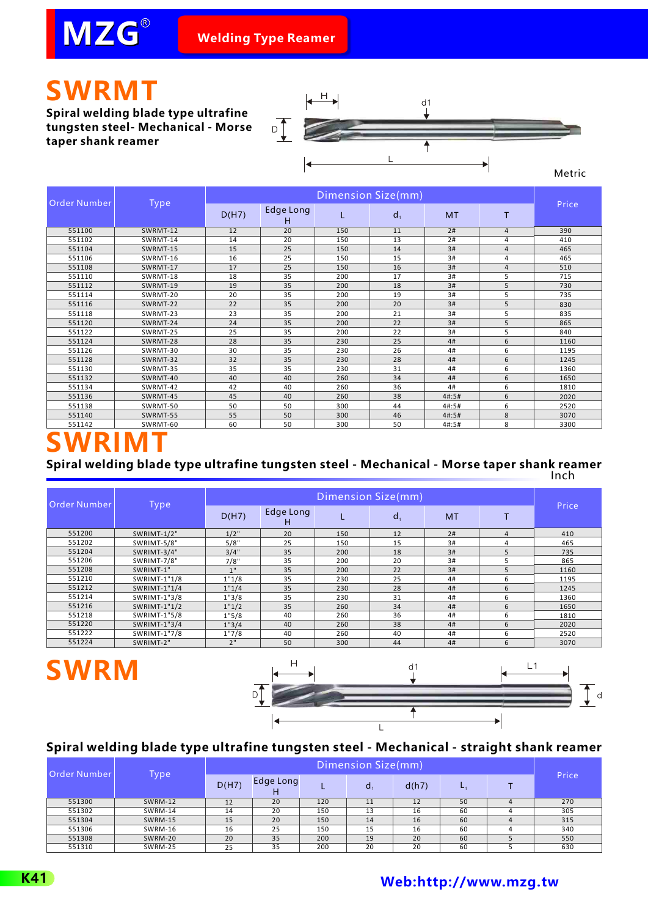**MZG®** Welding Type Reamer

# SWRMT

**Spiral welding blade type ultrafine tungsten steel- Mechanical - Morse taper shank reamer**

H
d1
D
L

Metric

| Order Number | Type | Dimension Size(mm) | | | | | | Price |
|---|---|---|---|---|---|---|---|---|
| | | D(H7) | Edge Long H | L | $d_1$ | MT | T | |
| 551100 | SWRMT-12 | 12 | 20 | 150 | 11 | 2# | 4 | 390 |
| 551102 | SWRMT-14 | 14 | 20 | 150 | 13 | 2# | 4 | 410 |
| 551104 | SWRMT-15 | 15 | 25 | 150 | 14 | 3# | 4 | 465 |
| 551106 | SWRMT-16 | 16 | 25 | 150 | 15 | 3# | 4 | 465 |
| 551108 | SWRMT-17 | 17 | 25 | 150 | 16 | 3# | 4 | 510 |
| 551110 | SWRMT-18 | 18 | 35 | 200 | 17 | 3# | 5 | 715 |
| 551112 | SWRMT-19 | 19 | 35 | 200 | 18 | 3# | 5 | 730 |
| 551114 | SWRMT-20 | 20 | 35 | 200 | 19 | 3# | 5 | 735 |
| 551116 | SWRMT-22 | 22 | 35 | 200 | 20 | 3# | 5 | 830 |
| 551118 | SWRMT-23 | 23 | 35 | 200 | 21 | 3# | 5 | 835 |
| 551120 | SWRMT-24 | 24 | 35 | 200 | 22 | 3# | 5 | 865 |
| 551122 | SWRMT-25 | 25 | 35 | 200 | 22 | 3# | 5 | 840 |
| 551124 | SWRMT-28 | 28 | 35 | 230 | 25 | 4# | 6 | 1160 |
| 551126 | SWRMT-30 | 30 | 35 | 230 | 26 | 4# | 6 | 1195 |
| 551128 | SWRMT-32 | 32 | 35 | 230 | 28 | 4# | 6 | 1245 |
| 551130 | SWRMT-35 | 35 | 35 | 230 | 31 | 4# | 6 | 1360 |
| 551132 | SWRMT-40 | 40 | 40 | 260 | 34 | 4# | 6 | 1650 |
| 551134 | SWRMT-42 | 42 | 40 | 260 | 36 | 4# | 6 | 1810 |
| 551136 | SWRMT-45 | 45 | 40 | 260 | 38 | 4#:5# | 6 | 2020 |
| 551138 | SWRMT-50 | 50 | 50 | 300 | 44 | 4#:5# | 6 | 2520 |
| 551140 | SWRMT-55 | 55 | 50 | 300 | 46 | 4#:5# | 8 | 3070 |
| 551142 | SWRMT-60 | 60 | 50 | 300 | 50 | 4#:5# | 8 | 3300 |

# SWRIMT

**Spiral welding blade type ultrafine tungsten steel - Mechanical - Morse taper shank reamer**

Inch

| Order Number | Type | Dimension Size(mm) | | | | | | Price |
|---|---|---|---|---|---|---|---|---|
| | | D(H7) | Edge Long H | L | $d_1$ | MT | T | |
| 551200 | SWRIMT-1/2" | 1/2" | 20 | 150 | 12 | 2# | 4 | 410 |
| 551202 | SWRIMT-5/8" | 5/8" | 25 | 150 | 15 | 3# | 4 | 465 |
| 551204 | SWRIMT-3/4" | 3/4" | 35 | 200 | 18 | 3# | 5 | 735 |
| 551206 | SWRIMT-7/8" | 7/8" | 35 | 200 | 20 | 3# | 5 | 865 |
| 551208 | SWRIMT-1" | 1" | 35 | 200 | 22 | 3# | 5 | 1160 |
| 551210 | SWRIMT-1"1/8 | 1"1/8 | 35 | 230 | 25 | 4# | 6 | 1195 |
| 551212 | SWRIMT-1"1/4 | 1"1/4 | 35 | 230 | 28 | 4# | 6 | 1245 |
| 551214 | SWRIMT-1"3/8 | 1"3/8 | 35 | 230 | 31 | 4# | 6 | 1360 |
| 551216 | SWRIMT-1"1/2 | 1"1/2 | 35 | 260 | 34 | 4# | 6 | 1650 |
| 551218 | SWRIMT-1"5/8 | 1"5/8 | 40 | 260 | 36 | 4# | 6 | 1810 |
| 551220 | SWRIMT-1"3/4 | 1"3/4 | 40 | 260 | 38 | 4# | 6 | 2020 |
| 551222 | SWRIMT-1"7/8 | 1"7/8 | 40 | 260 | 40 | 4# | 6 | 2520 |
| 551224 | SWRIMT-2" | 2" | 50 | 300 | 44 | 4# | 6 | 3070 |

# SWRM

H
d1
L1
D
d
L

**Spiral welding blade type ultrafine tungsten steel - Mechanical - straight shank reamer**

| Order Number | Type | Dimension Size(mm) | | | | | | | Price |
|---|---|---|---|---|---|---|---|---|---|
| | | D(H7) | Edge Long H | L | $d_1$ | d(h7) | $L_1$ | T | |
| 551300 | SWRM-12 | 12 | 20 | 120 | 11 | 12 | 50 | 4 | 270 |
| 551302 | SWRM-14 | 14 | 20 | 150 | 13 | 16 | 60 | 4 | 305 |
| 551304 | SWRM-15 | 15 | 20 | 150 | 14 | 16 | 60 | 4 | 315 |
| 551306 | SWRM-16 | 16 | 25 | 150 | 15 | 16 | 60 | 4 | 340 |
| 551308 | SWRM-20 | 20 | 35 | 200 | 19 | 20 | 60 | 5 | 550 |
| 551310 | SWRM-25 | 25 | 35 | 200 | 20 | 20 | 60 | 5 | 630 |

Web:http://www.mzg.tw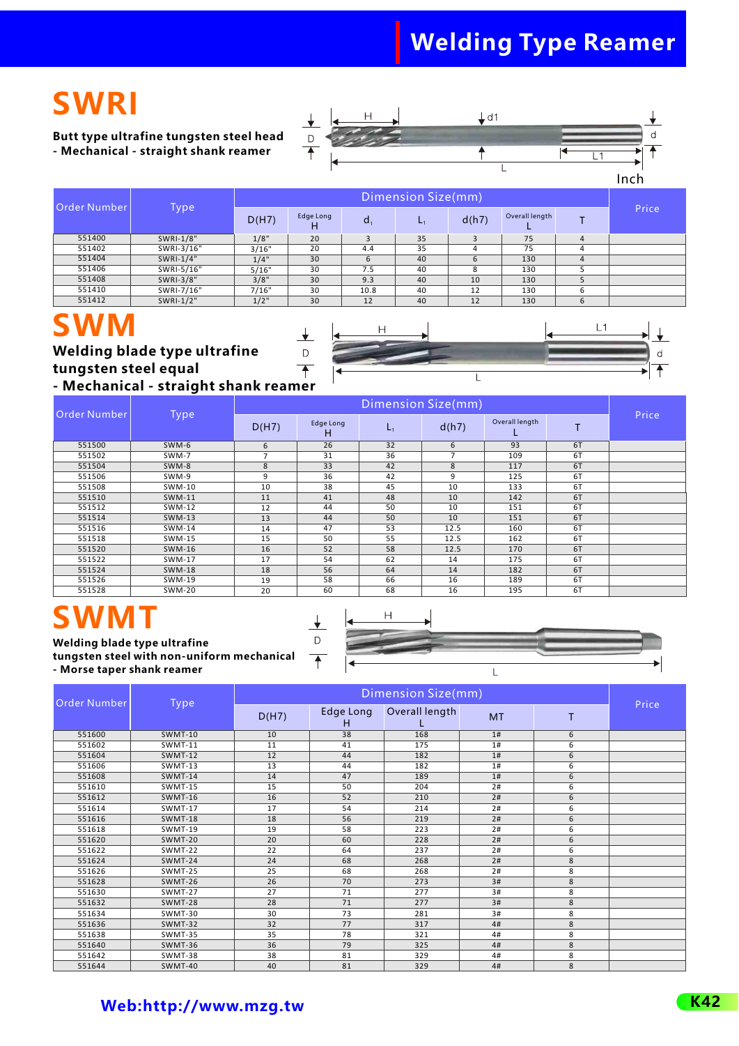# Welding Type Reamer

## SWRI

**Butt type ultrafine tungsten steel head - Mechanical - straight shank reamer**

Inch

| Order Number | Type | Dimension Size(mm) | | | | | | | Price |
|---|---|---|---|---|---|---|---|---|---|
| | | D(H7) | Edge Long H | $d_1$ | $L_1$ | d(h7) | Overall length L | T | |
| 551400 | SWRI-1/8" | 1/8" | 20 | 3 | 35 | 3 | 75 | 4 | |
| 551402 | SWRI-3/16" | 3/16" | 20 | 4.4 | 35 | 4 | 75 | 4 | |
| 551404 | SWRI-1/4" | 1/4" | 30 | 6 | 40 | 6 | 130 | 4 | |
| 551406 | SWRI-5/16" | 5/16" | 30 | 7.5 | 40 | 8 | 130 | 5 | |
| 551408 | SWRI-3/8" | 3/8" | 30 | 9.3 | 40 | 10 | 130 | 5 | |
| 551410 | SWRI-7/16" | 7/16" | 30 | 10.8 | 40 | 12 | 130 | 6 | |
| 551412 | SWRI-1/2" | 1/2" | 30 | 12 | 40 | 12 | 130 | 6 | |

## SWM

**Welding blade type ultrafine tungsten steel equal - Mechanical - straight shank reamer**

| Order Number | Type | Dimension Size(mm) | | | | | | Price |
|---|---|---|---|---|---|---|---|---|
| | | D(H7) | Edge Long H | $L_1$ | d(h7) | Overall length L | T | |
| 551500 | SWM-6 | 6 | 26 | 32 | 6 | 93 | 6T | |
| 551502 | SWM-7 | 7 | 31 | 36 | 7 | 109 | 6T | |
| 551504 | SWM-8 | 8 | 33 | 42 | 8 | 117 | 6T | |
| 551506 | SWM-9 | 9 | 36 | 42 | 9 | 125 | 6T | |
| 551508 | SWM-10 | 10 | 38 | 45 | 10 | 133 | 6T | |
| 551510 | SWM-11 | 11 | 41 | 48 | 10 | 142 | 6T | |
| 551512 | SWM-12 | 12 | 44 | 50 | 10 | 151 | 6T | |
| 551514 | SWM-13 | 13 | 44 | 50 | 10 | 151 | 6T | |
| 551516 | SWM-14 | 14 | 47 | 53 | 12.5 | 160 | 6T | |
| 551518 | SWM-15 | 15 | 50 | 55 | 12.5 | 162 | 6T | |
| 551520 | SWM-16 | 16 | 52 | 58 | 12.5 | 170 | 6T | |
| 551522 | SWM-17 | 17 | 54 | 62 | 14 | 175 | 6T | |
| 551524 | SWM-18 | 18 | 56 | 64 | 14 | 182 | 6T | |
| 551526 | SWM-19 | 19 | 58 | 66 | 16 | 189 | 6T | |
| 551528 | SWM-20 | 20 | 60 | 68 | 16 | 195 | 6T | |

## SWMT

**Welding blade type ultrafine tungsten steel with non-uniform mechanical - Morse taper shank reamer**

| Order Number | Type | Dimension Size(mm) | | | | | Price |
|---|---|---|---|---|---|---|---|
| | | D(H7) | Edge Long H | Overall length L | MT | T | |
| 551600 | SWMT-10 | 10 | 38 | 168 | 1# | 6 | |
| 551602 | SWMT-11 | 11 | 41 | 175 | 1# | 6 | |
| 551604 | SWMT-12 | 12 | 44 | 182 | 1# | 6 | |
| 551606 | SWMT-13 | 13 | 44 | 182 | 1# | 6 | |
| 551608 | SWMT-14 | 14 | 47 | 189 | 1# | 6 | |
| 551610 | SWMT-15 | 15 | 50 | 204 | 2# | 6 | |
| 551612 | SWMT-16 | 16 | 52 | 210 | 2# | 6 | |
| 551614 | SWMT-17 | 17 | 54 | 214 | 2# | 6 | |
| 551616 | SWMT-18 | 18 | 56 | 219 | 2# | 6 | |
| 551618 | SWMT-19 | 19 | 58 | 223 | 2# | 6 | |
| 551620 | SWMT-20 | 20 | 60 | 228 | 2# | 6 | |
| 551622 | SWMT-22 | 22 | 64 | 237 | 2# | 6 | |
| 551624 | SWMT-24 | 24 | 68 | 268 | 2# | 8 | |
| 551626 | SWMT-25 | 25 | 68 | 268 | 2# | 8 | |
| 551628 | SWMT-26 | 26 | 70 | 273 | 3# | 8 | |
| 551630 | SWMT-27 | 27 | 71 | 277 | 3# | 8 | |
| 551632 | SWMT-28 | 28 | 71 | 277 | 3# | 8 | |
| 551634 | SWMT-30 | 30 | 73 | 281 | 3# | 8 | |
| 551636 | SWMT-32 | 32 | 77 | 317 | 4# | 8 | |
| 551638 | SWMT-35 | 35 | 78 | 321 | 4# | 8 | |
| 551640 | SWMT-36 | 36 | 79 | 325 | 4# | 8 | |
| 551642 | SWMT-38 | 38 | 81 | 329 | 4# | 8 | |
| 551644 | SWMT-40 | 40 | 81 | 329 | 4# | 8 | |

Web:http://www.mzg.tw